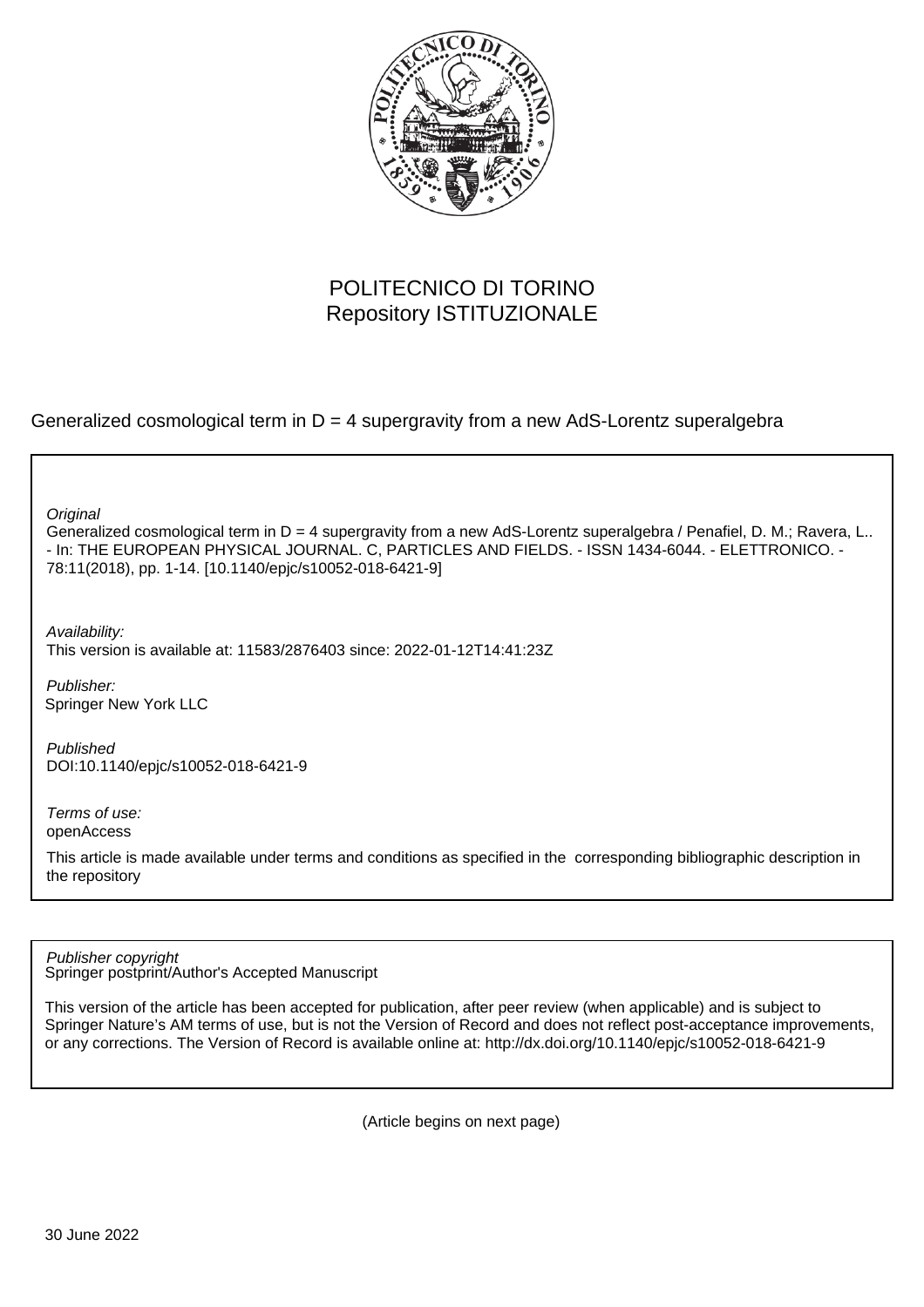POLITECNICO DI TORINO
Repository ISTITUZIONALE

Generalized cosmological term in D = 4 supergravity from a new AdS-Lorentz superalgebra

*Original*
Generalized cosmological term in D = 4 supergravity from a new AdS-Lorentz superalgebra / Penafiel, D. M.; Ravera, L.. - In: THE EUROPEAN PHYSICAL JOURNAL. C, PARTICLES AND FIELDS. - ISSN 1434-6044. - ELETTRONICO. - 78:11(2018), pp. 1-14. [10.1140/epjc/s10052-018-6421-9]

*Availability:*
This version is available at: 11583/2876403 since: 2022-01-12T14:41:23Z

*Publisher:*
Springer New York LLC

*Published*
DOI:10.1140/epjc/s10052-018-6421-9

*Terms of use:*
openAccess

This article is made available under terms and conditions as specified in the corresponding bibliographic description in the repository

*Publisher copyright*
Springer postprint/Author's Accepted Manuscript

This version of the article has been accepted for publication, after peer review (when applicable) and is subject to Springer Nature's AM terms of use, but is not the Version of Record and does not reflect post-acceptance improvements, or any corrections. The Version of Record is available online at: http://dx.doi.org/10.1140/epjc/s10052-018-6421-9

(Article begins on next page)

30 June 2022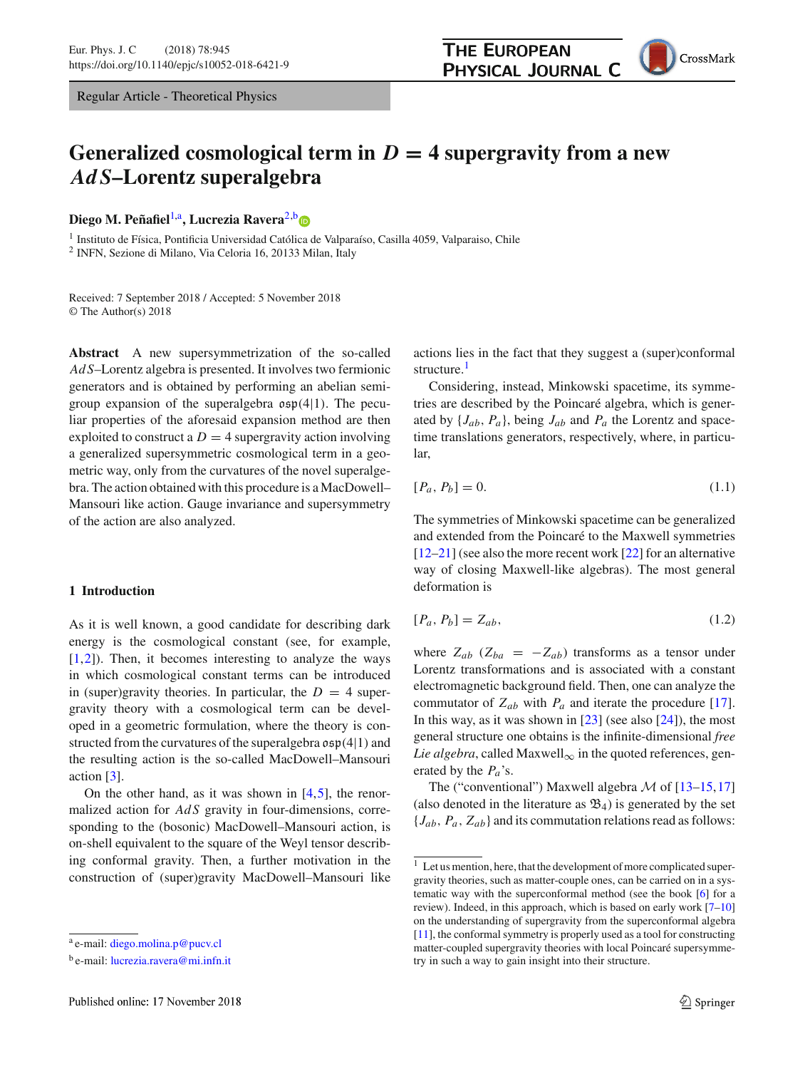Regular Article - Theoretical Physics

# Generalized cosmological term in $D = 4$ supergravity from a new $AdS$–Lorentz superalgebra

**Diego M. Peñafiel**[1,a], **Lucrezia Ravera**[2,b]

[1] Instituto de Física, Pontificia Universidad Católica de Valparaíso, Casilla 4059, Valparaiso, Chile
[2] INFN, Sezione di Milano, Via Celoria 16, 20133 Milan, Italy

Received: 7 September 2018 / Accepted: 5 November 2018
© The Author(s) 2018

**Abstract** A new supersymmetrization of the so-called $AdS$–Lorentz algebra is presented. It involves two fermionic generators and is obtained by performing an abelian semigroup expansion of the superalgebra $\mathfrak{osp}(4|1)$. The peculiar properties of the aforesaid expansion method are then exploited to construct a $D = 4$ supergravity action involving a generalized supersymmetric cosmological term in a geometric way, only from the curvatures of the novel superalgebra. The action obtained with this procedure is a MacDowell–Mansouri like action. Gauge invariance and supersymmetry of the action are also analyzed.

## 1 Introduction

As it is well known, a good candidate for describing dark energy is the cosmological constant (see, for example, [1,2]). Then, it becomes interesting to analyze the ways in which cosmological constant terms can be introduced in (super)gravity theories. In particular, the $D = 4$ supergravity theory with a cosmological term can be developed in a geometric formulation, where the theory is constructed from the curvatures of the superalgebra $\mathfrak{osp}(4|1)$ and the resulting action is the so-called MacDowell–Mansouri action [3].

On the other hand, as it was shown in [4,5], the renormalized action for $AdS$ gravity in four-dimensions, corresponding to the (bosonic) MacDowell–Mansouri action, is on-shell equivalent to the square of the Weyl tensor describing conformal gravity. Then, a further motivation in the construction of (super)gravity MacDowell–Mansouri like actions lies in the fact that they suggest a (super)conformal structure.[1]

Considering, instead, Minkowski spacetime, its symmetries are described by the Poincaré algebra, which is generated by $\{J_{ab}, P_a\}$, being $J_{ab}$ and $P_a$ the Lorentz and spacetime translations generators, respectively, where, in particular,

$$[P_a, P_b] = 0. \tag{1.1}$$

The symmetries of Minkowski spacetime can be generalized and extended from the Poincaré to the Maxwell symmetries [12–21] (see also the more recent work [22] for an alternative way of closing Maxwell-like algebras). The most general deformation is

$$[P_a, P_b] = Z_{ab}, \tag{1.2}$$

where $Z_{ab}$ ($Z_{ba} = -Z_{ab}$) transforms as a tensor under Lorentz transformations and is associated with a constant electromagnetic background field. Then, one can analyze the commutator of $Z_{ab}$ with $P_a$ and iterate the procedure [17]. In this way, as it was shown in [23] (see also [24]), the most general structure one obtains is the infinite-dimensional *free Lie algebra*, called Maxwell$_\infty$ in the quoted references, generated by the $P_a$'s.

The ("conventional") Maxwell algebra $\mathcal{M}$ of [13–15,17] (also denoted in the literature as $\mathfrak{B}_4$) is generated by the set $\{J_{ab}, P_a, Z_{ab}\}$ and its commutation relations read as follows:

[1] Let us mention, here, that the development of more complicated supergravity theories, such as matter-couple ones, can be carried on in a systematic way with the superconformal method (see the book [6] for a review). Indeed, in this approach, which is based on early work [7–10] on the understanding of supergravity from the superconformal algebra [11], the conformal symmetry is properly used as a tool for constructing matter-coupled supergravity theories with local Poincaré supersymmetry in such a way to gain insight into their structure.

[a] e-mail: diego.molina.p@pucv.cl

[b] e-mail: lucrezia.ravera@mi.infn.it

Published online: 17 November 2018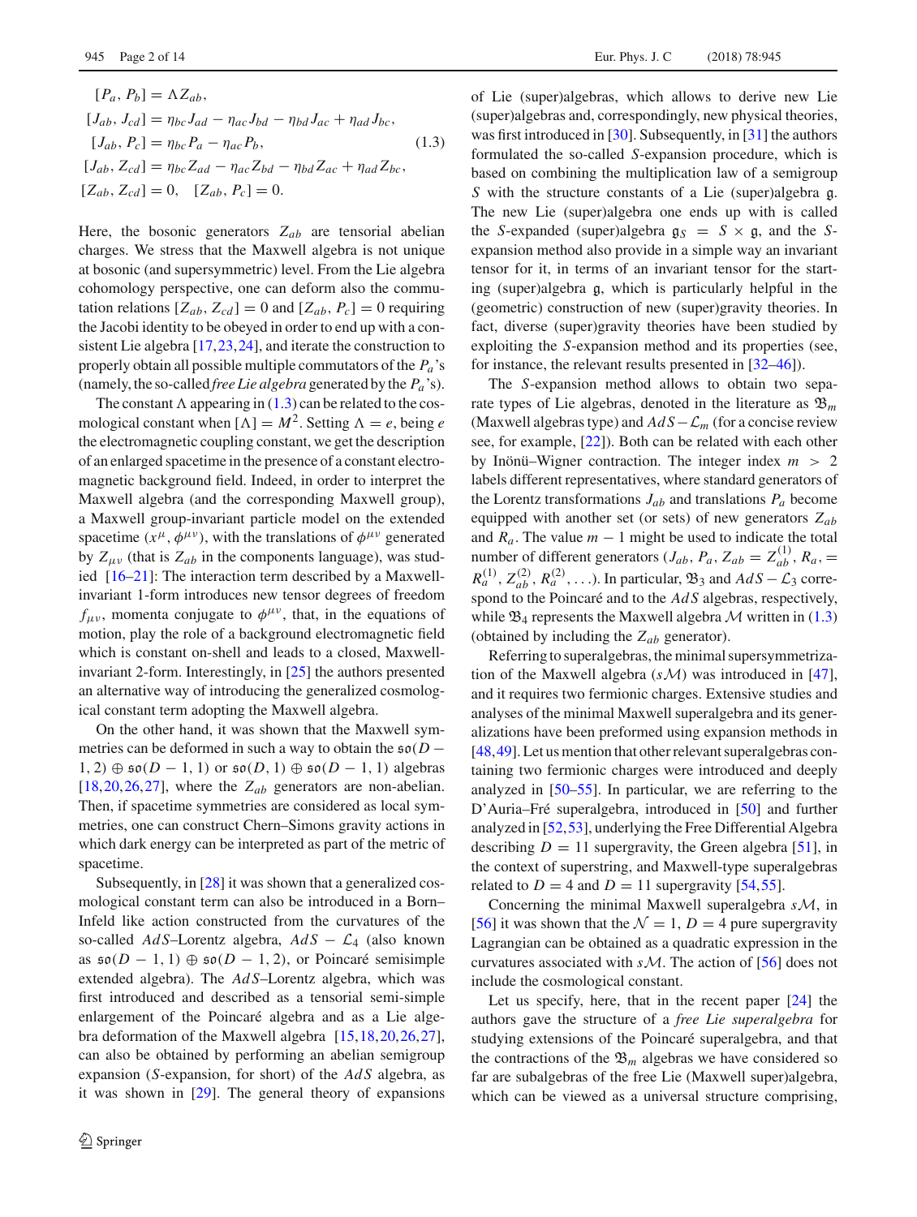$$
\begin{aligned}
[P_a, P_b] &= \Lambda Z_{ab}, \\
[J_{ab}, J_{cd}] &= \eta_{bc} J_{ad} - \eta_{ac} J_{bd} - \eta_{bd} J_{ac} + \eta_{ad} J_{bc}, \\
[J_{ab}, P_c] &= \eta_{bc} P_a - \eta_{ac} P_b, \\
[J_{ab}, Z_{cd}] &= \eta_{bc} Z_{ad} - \eta_{ac} Z_{bd} - \eta_{bd} Z_{ac} + \eta_{ad} Z_{bc}, \\
[Z_{ab}, Z_{cd}] &= 0, \quad [Z_{ab}, P_c] = 0.
\end{aligned}
\tag{1.3}
$$

Here, the bosonic generators $Z_{ab}$ are tensorial abelian charges. We stress that the Maxwell algebra is not unique at bosonic (and supersymmetric) level. From the Lie algebra cohomology perspective, one can deform also the commutation relations $[Z_{ab}, Z_{cd}] = 0$ and $[Z_{ab}, P_c] = 0$ requiring the Jacobi identity to be obeyed in order to end up with a consistent Lie algebra [17,23,24], and iterate the construction to properly obtain all possible multiple commutators of the $P_a$'s (namely, the so-called *free Lie algebra* generated by the $P_a$'s).

The constant $\Lambda$ appearing in (1.3) can be related to the cosmological constant when $[\Lambda] = M^2$. Setting $\Lambda = e$, being $e$ the electromagnetic coupling constant, we get the description of an enlarged spacetime in the presence of a constant electromagnetic background field. Indeed, in order to interpret the Maxwell algebra (and the corresponding Maxwell group), a Maxwell group-invariant particle model on the extended spacetime $(x^\mu, \phi^{\mu\nu})$, with the translations of $\phi^{\mu\nu}$ generated by $Z_{\mu\nu}$ (that is $Z_{ab}$ in the components language), was studied [16–21]: The interaction term described by a Maxwell-invariant 1-form introduces new tensor degrees of freedom $f_{\mu\nu}$, momenta conjugate to $\phi^{\mu\nu}$, that, in the equations of motion, play the role of a background electromagnetic field which is constant on-shell and leads to a closed, Maxwell-invariant 2-form. Interestingly, in [25] the authors presented an alternative way of introducing the generalized cosmological constant term adopting the Maxwell algebra.

On the other hand, it was shown that the Maxwell symmetries can be deformed in such a way to obtain the $\mathfrak{so}(D-1,2) \oplus \mathfrak{so}(D-1,1)$ or $\mathfrak{so}(D,1) \oplus \mathfrak{so}(D-1,1)$ algebras [18,20,26,27], where the $Z_{ab}$ generators are non-abelian. Then, if spacetime symmetries are considered as local symmetries, one can construct Chern–Simons gravity actions in which dark energy can be interpreted as part of the metric of spacetime.

Subsequently, in [28] it was shown that a generalized cosmological constant term can also be introduced in a Born–Infeld like action constructed from the curvatures of the so-called $AdS$–Lorentz algebra, $AdS - \mathcal{L}_4$ (also known as $\mathfrak{so}(D-1,1) \oplus \mathfrak{so}(D-1,2)$, or Poincaré semisimple extended algebra). The $AdS$–Lorentz algebra, which was first introduced and described as a tensorial semi-simple enlargement of the Poincaré algebra and as a Lie algebra deformation of the Maxwell algebra [15,18,20,26,27], can also be obtained by performing an abelian semigroup expansion ($S$-expansion, for short) of the $AdS$ algebra, as it was shown in [29]. The general theory of expansions of Lie (super)algebras, which allows to derive new Lie (super)algebras and, correspondingly, new physical theories, was first introduced in [30]. Subsequently, in [31] the authors formulated the so-called $S$-expansion procedure, which is based on combining the multiplication law of a semigroup $S$ with the structure constants of a Lie (super)algebra $\mathfrak{g}$. The new Lie (super)algebra one ends up with is called the $S$-expanded (super)algebra $\mathfrak{g}_S = S \times \mathfrak{g}$, and the $S$-expansion method also provide in a simple way an invariant tensor for it, in terms of an invariant tensor for the starting (super)algebra $\mathfrak{g}$, which is particularly helpful in the (geometric) construction of new (super)gravity theories. In fact, diverse (super)gravity theories have been studied by exploiting the $S$-expansion method and its properties (see, for instance, the relevant results presented in [32–46]).

The $S$-expansion method allows to obtain two separate types of Lie algebras, denoted in the literature as $\mathfrak{B}_m$ (Maxwell algebras type) and $AdS - \mathcal{L}_m$ (for a concise review see, for example, [22]). Both can be related with each other by Inönü–Wigner contraction. The integer index $m > 2$ labels different representatives, where standard generators of the Lorentz transformations $J_{ab}$ and translations $P_a$ become equipped with another set (or sets) of new generators $Z_{ab}$ and $R_a$. The value $m-1$ might be used to indicate the total number of different generators ($J_{ab}$, $P_a$, $Z_{ab} = Z^{(1)}_{ab}$, $R_a, = R^{(1)}_a$, $Z^{(2)}_{ab}$, $R^{(2)}_a, \dots$). In particular, $\mathfrak{B}_3$ and $AdS - \mathcal{L}_3$ correspond to the Poincaré and to the $AdS$ algebras, respectively, while $\mathfrak{B}_4$ represents the Maxwell algebra $\mathcal{M}$ written in (1.3) (obtained by including the $Z_{ab}$ generator).

Referring to superalgebras, the minimal supersymmetrization of the Maxwell algebra ($s\mathcal{M}$) was introduced in [47], and it requires two fermionic charges. Extensive studies and analyses of the minimal Maxwell superalgebra and its generalizations have been preformed using expansion methods in [48,49]. Let us mention that other relevant superalgebras containing two fermionic charges were introduced and deeply analyzed in [50–55]. In particular, we are referring to the D'Auria–Fré superalgebra, introduced in [50] and further analyzed in [52,53], underlying the Free Differential Algebra describing $D = 11$ supergravity, the Green algebra [51], in the context of superstring, and Maxwell-type superalgebras related to $D = 4$ and $D = 11$ supergravity [54,55].

Concerning the minimal Maxwell superalgebra $s\mathcal{M}$, in [56] it was shown that the $\mathcal{N} = 1$, $D = 4$ pure supergravity Lagrangian can be obtained as a quadratic expression in the curvatures associated with $s\mathcal{M}$. The action of [56] does not include the cosmological constant.

Let us specify, here, that in the recent paper [24] the authors gave the structure of a *free Lie superalgebra* for studying extensions of the Poincaré superalgebra, and that the contractions of the $\mathfrak{B}_m$ algebras we have considered so far are subalgebras of the free Lie (Maxwell super)algebra, which can be viewed as a universal structure comprising,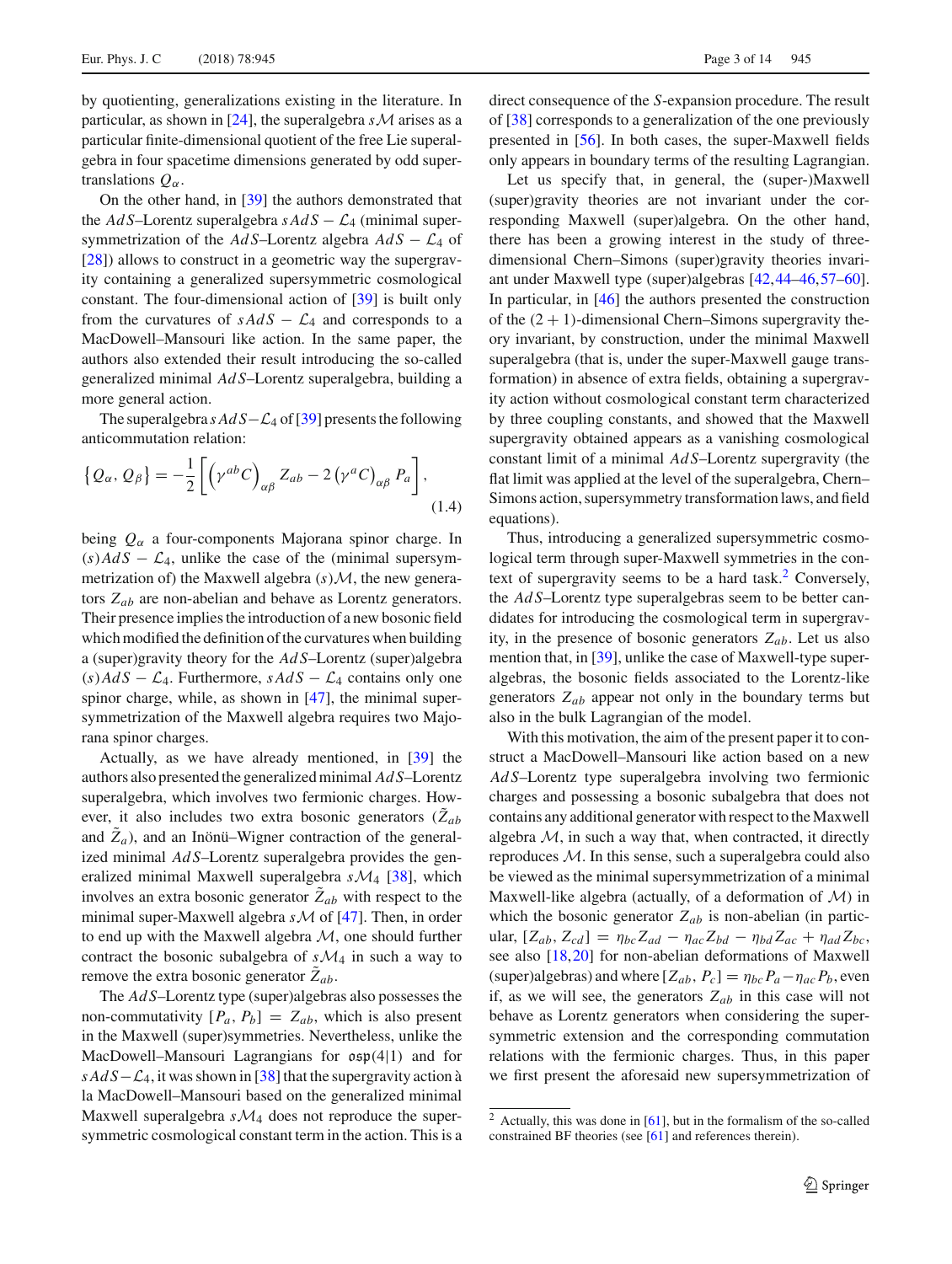by quotienting, generalizations existing in the literature. In particular, as shown in [24], the superalgebra $s\mathcal{M}$ arises as a particular finite-dimensional quotient of the free Lie superalgebra in four spacetime dimensions generated by odd supertranslations $Q_\alpha$.

On the other hand, in [39] the authors demonstrated that the $AdS$–Lorentz superalgebra $sAdS - \mathcal{L}_4$ (minimal supersymmetrization of the $AdS$–Lorentz algebra $AdS - \mathcal{L}_4$ of [28]) allows to construct in a geometric way the supergravity containing a generalized supersymmetric cosmological constant. The four-dimensional action of [39] is built only from the curvatures of $sAdS - \mathcal{L}_4$ and corresponds to a MacDowell–Mansouri like action. In the same paper, the authors also extended their result introducing the so-called generalized minimal $AdS$–Lorentz superalgebra, building a more general action.

The superalgebra $sAdS - \mathcal{L}_4$ of [39] presents the following anticommutation relation:

$$\left\{Q_\alpha, Q_\beta\right\} = -\frac{1}{2}\left[\left(\gamma^{ab}C\right)_{\alpha\beta} Z_{ab} - 2\left(\gamma^{a}C\right)_{\alpha\beta} P_a\right], \tag{1.4}$$

being $Q_\alpha$ a four-components Majorana spinor charge. In $(s)AdS - \mathcal{L}_4$, unlike the case of the (minimal supersymmetrization of) the Maxwell algebra $(s)\mathcal{M}$, the new generators $Z_{ab}$ are non-abelian and behave as Lorentz generators. Their presence implies the introduction of a new bosonic field which modified the definition of the curvatures when building a (super)gravity theory for the $AdS$–Lorentz (super)algebra $(s)AdS - \mathcal{L}_4$. Furthermore, $sAdS - \mathcal{L}_4$ contains only one spinor charge, while, as shown in [47], the minimal supersymmetrization of the Maxwell algebra requires two Majorana spinor charges.

Actually, as we have already mentioned, in [39] the authors also presented the generalized minimal $AdS$–Lorentz superalgebra, which involves two fermionic charges. However, it also includes two extra bosonic generators ($\tilde{Z}_{ab}$ and $\tilde{Z}_a$), and an Inönü–Wigner contraction of the generalized minimal $AdS$–Lorentz superalgebra provides the generalized minimal Maxwell superalgebra $s\mathcal{M}_4$ [38], which involves an extra bosonic generator $\tilde{Z}_{ab}$ with respect to the minimal super-Maxwell algebra $s\mathcal{M}$ of [47]. Then, in order to end up with the Maxwell algebra $\mathcal{M}$, one should further contract the bosonic subalgebra of $s\mathcal{M}_4$ in such a way to remove the extra bosonic generator $\tilde{Z}_{ab}$.

The $AdS$–Lorentz type (super)algebras also possesses the non-commutativity $[P_a, P_b] = Z_{ab}$, which is also present in the Maxwell (super)symmetries. Nevertheless, unlike the MacDowell–Mansouri Lagrangians for $\mathfrak{osp}(4|1)$ and for $sAdS - \mathcal{L}_4$, it was shown in [38] that the supergravity action à la MacDowell–Mansouri based on the generalized minimal Maxwell superalgebra $s\mathcal{M}_4$ does not reproduce the supersymmetric cosmological constant term in the action. This is a direct consequence of the $S$-expansion procedure. The result of [38] corresponds to a generalization of the one previously presented in [56]. In both cases, the super-Maxwell fields only appears in boundary terms of the resulting Lagrangian.

Let us specify that, in general, the (super-)Maxwell (super)gravity theories are not invariant under the corresponding Maxwell (super)algebra. On the other hand, there has been a growing interest in the study of three-dimensional Chern–Simons (super)gravity theories invariant under Maxwell type (super)algebras [42,44–46,57–60]. In particular, in [46] the authors presented the construction of the $(2 + 1)$-dimensional Chern–Simons supergravity theory invariant, by construction, under the minimal Maxwell superalgebra (that is, under the super-Maxwell gauge transformation) in absence of extra fields, obtaining a supergravity action without cosmological constant term characterized by three coupling constants, and showed that the Maxwell supergravity obtained appears as a vanishing cosmological constant limit of a minimal $AdS$–Lorentz supergravity (the flat limit was applied at the level of the superalgebra, Chern–Simons action, supersymmetry transformation laws, and field equations).

Thus, introducing a generalized supersymmetric cosmological term through super-Maxwell symmetries in the context of supergravity seems to be a hard task.[2] Conversely, the $AdS$–Lorentz type superalgebras seem to be better candidates for introducing the cosmological term in supergravity, in the presence of bosonic generators $Z_{ab}$. Let us also mention that, in [39], unlike the case of Maxwell-type superalgebras, the bosonic fields associated to the Lorentz-like generators $Z_{ab}$ appear not only in the boundary terms but also in the bulk Lagrangian of the model.

With this motivation, the aim of the present paper it to construct a MacDowell–Mansouri like action based on a new $AdS$–Lorentz type superalgebra involving two fermionic charges and possessing a bosonic subalgebra that does not contain any additional generator with respect to the Maxwell algebra $\mathcal{M}$, in such a way that, when contracted, it directly reproduces $\mathcal{M}$. In this sense, such a superalgebra could also be viewed as the minimal supersymmetrization of a minimal Maxwell-like algebra (actually, of a deformation of $\mathcal{M}$) in which the bosonic generator $Z_{ab}$ is non-abelian (in particular, $[Z_{ab}, Z_{cd}] = \eta_{bc}Z_{ad} - \eta_{ac}Z_{bd} - \eta_{bd}Z_{ac} + \eta_{ad}Z_{bc}$, see also [18,20] for non-abelian deformations of Maxwell (super)algebras) and where $[Z_{ab}, P_c] = \eta_{bc}P_a - \eta_{ac}P_b$, even if, as we will see, the generators $Z_{ab}$ in this case will not behave as Lorentz generators when considering the supersymmetric extension and the corresponding commutation relations with the fermionic charges. Thus, in this paper we first present the aforesaid new supersymmetrization of

---

[2] Actually, this was done in [61], but in the formalism of the so-called constrained BF theories (see [61] and references therein).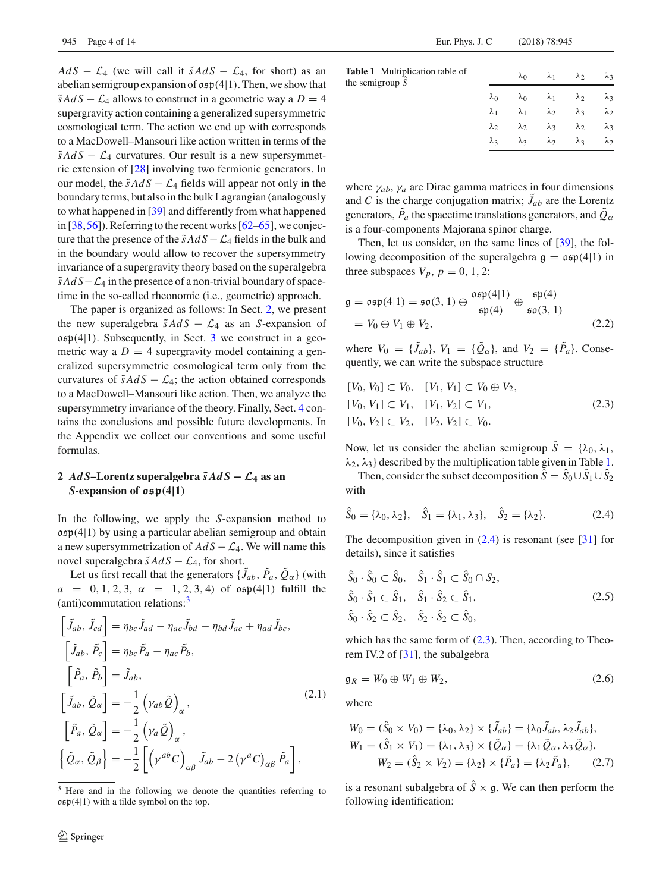$AdS - \mathcal{L}_4$ (we will call it $\tilde{s}AdS - \mathcal{L}_4$, for short) as an abelian semigroup expansion of $\mathfrak{osp}(4|1)$. Then, we show that $\tilde{s}AdS - \mathcal{L}_4$ allows to construct in a geometric way a $D = 4$ supergravity action containing a generalized supersymmetric cosmological term. The action we end up with corresponds to a MacDowell–Mansouri like action written in terms of the $\tilde{s}AdS - \mathcal{L}_4$ curvatures. Our result is a new supersymmetric extension of [28] involving two fermionic generators. In our model, the $\tilde{s}AdS - \mathcal{L}_4$ fields will appear not only in the boundary terms, but also in the bulk Lagrangian (analogously to what happened in [39] and differently from what happened in [38,56]). Referring to the recent works [62–65], we conjecture that the presence of the $\tilde{s}AdS - \mathcal{L}_4$ fields in the bulk and in the boundary would allow to recover the supersymmetry invariance of a supergravity theory based on the superalgebra $\tilde{s}AdS - \mathcal{L}_4$ in the presence of a non-trivial boundary of spacetime in the so-called rheonomic (i.e., geometric) approach.

The paper is organized as follows: In Sect. 2, we present the new superalgebra $\tilde{s}AdS - \mathcal{L}_4$ as an $S$-expansion of $\mathfrak{osp}(4|1)$. Subsequently, in Sect. 3 we construct in a geometric way a $D = 4$ supergravity model containing a generalized supersymmetric cosmological term only from the curvatures of $\tilde{s}AdS - \mathcal{L}_4$; the action obtained corresponds to a MacDowell–Mansouri like action. Then, we analyze the supersymmetry invariance of the theory. Finally, Sect. 4 contains the conclusions and possible future developments. In the Appendix we collect our conventions and some useful formulas.

## 2 $AdS$–Lorentz superalgebra $\tilde{s}AdS - \mathcal{L}_4$ as an $S$-expansion of $\mathfrak{osp}(4|1)$

In the following, we apply the $S$-expansion method to $\mathfrak{osp}(4|1)$ by using a particular abelian semigroup and obtain a new supersymmetrization of $AdS - \mathcal{L}_4$. We will name this novel superalgebra $\tilde{s}AdS - \mathcal{L}_4$, for short.

Let us first recall that the generators $\{\tilde{J}_{ab}, \tilde{P}_a, \tilde{Q}_\alpha\}$ (with $a = 0, 1, 2, 3$, $\alpha = 1, 2, 3, 4$) of $\mathfrak{osp}(4|1)$ fulfill the (anti)commutation relations:[3]

$$
\begin{aligned}
\left[\tilde{J}_{ab}, \tilde{J}_{cd}\right] &= \eta_{bc}\tilde{J}_{ad} - \eta_{ac}\tilde{J}_{bd} - \eta_{bd}\tilde{J}_{ac} + \eta_{ad}\tilde{J}_{bc}, \\
\left[\tilde{J}_{ab}, \tilde{P}_c\right] &= \eta_{bc}\tilde{P}_a - \eta_{ac}\tilde{P}_b, \\
\left[\tilde{P}_a, \tilde{P}_b\right] &= \tilde{J}_{ab}, \\
\left[\tilde{J}_{ab}, \tilde{Q}_\alpha\right] &= -\frac{1}{2}\left(\gamma_{ab}\tilde{Q}\right)_\alpha, \\
\left[\tilde{P}_a, \tilde{Q}_\alpha\right] &= -\frac{1}{2}\left(\gamma_a\tilde{Q}\right)_\alpha, \\
\left\{\tilde{Q}_\alpha, \tilde{Q}_\beta\right\} &= -\frac{1}{2}\left[\left(\gamma^{ab}C\right)_{\alpha\beta}\tilde{J}_{ab} - 2\left(\gamma^a C\right)_{\alpha\beta}\tilde{P}_a\right],
\end{aligned}
\tag{2.1}
$$

where $\gamma_{ab}$, $\gamma_a$ are Dirac gamma matrices in four dimensions and $C$ is the charge conjugation matrix; $\tilde{J}_{ab}$ are the Lorentz generators, $\tilde{P}_a$ the spacetime translations generators, and $\tilde{Q}_\alpha$ is a four-components Majorana spinor charge.

Then, let us consider, on the same lines of [39], the following decomposition of the superalgebra $\mathfrak{g} = \mathfrak{osp}(4|1)$ in three subspaces $V_p$, $p = 0, 1, 2$:

$$
\begin{aligned}
\mathfrak{g} = \mathfrak{osp}(4|1) &= \mathfrak{so}(3,1) \oplus \frac{\mathfrak{osp}(4|1)}{\mathfrak{sp}(4)} \oplus \frac{\mathfrak{sp}(4)}{\mathfrak{so}(3,1)} \\
&= V_0 \oplus V_1 \oplus V_2,
\end{aligned}
\tag{2.2}
$$

where $V_0 = \{\tilde{J}_{ab}\}$, $V_1 = \{\tilde{Q}_\alpha\}$, and $V_2 = \{\tilde{P}_a\}$. Consequently, we can write the subspace structure

$$
\begin{aligned}
&[V_0, V_0] \subset V_0, \quad [V_1, V_1] \subset V_0 \oplus V_2, \\
&[V_0, V_1] \subset V_1, \quad [V_1, V_2] \subset V_1, \\
&[V_0, V_2] \subset V_2, \quad [V_2, V_2] \subset V_0.
\end{aligned}
\tag{2.3}
$$

Now, let us consider the abelian semigroup $\hat{S} = \{\lambda_0, \lambda_1, \lambda_2, \lambda_3\}$ described by the multiplication table given in Table 1.

**Table 1** Multiplication table of the semigroup $\hat{S}$

| | $\lambda_0$ | $\lambda_1$ | $\lambda_2$ | $\lambda_3$ |
|---|---|---|---|---|
| $\lambda_0$ | $\lambda_0$ | $\lambda_1$ | $\lambda_2$ | $\lambda_3$ |
| $\lambda_1$ | $\lambda_1$ | $\lambda_2$ | $\lambda_3$ | $\lambda_2$ |
| $\lambda_2$ | $\lambda_2$ | $\lambda_3$ | $\lambda_2$ | $\lambda_3$ |
| $\lambda_3$ | $\lambda_3$ | $\lambda_2$ | $\lambda_3$ | $\lambda_2$ |

Then, consider the subset decomposition $\hat{S} = \hat{S}_0 \cup \hat{S}_1 \cup \hat{S}_2$ with

$$
\hat{S}_0 = \{\lambda_0, \lambda_2\}, \quad \hat{S}_1 = \{\lambda_1, \lambda_3\}, \quad \hat{S}_2 = \{\lambda_2\}.
\tag{2.4}
$$

The decomposition given in (2.4) is resonant (see [31] for details), since it satisfies

$$
\begin{aligned}
&\hat{S}_0 \cdot \hat{S}_0 \subset \hat{S}_0, \quad \hat{S}_1 \cdot \hat{S}_1 \subset \hat{S}_0 \cap S_2, \\
&\hat{S}_0 \cdot \hat{S}_1 \subset \hat{S}_1, \quad \hat{S}_1 \cdot \hat{S}_2 \subset \hat{S}_1, \\
&\hat{S}_0 \cdot \hat{S}_2 \subset \hat{S}_2, \quad \hat{S}_2 \cdot \hat{S}_2 \subset \hat{S}_0,
\end{aligned}
\tag{2.5}
$$

which has the same form of (2.3). Then, according to Theorem IV.2 of [31], the subalgebra

$$
\mathfrak{g}_R = W_0 \oplus W_1 \oplus W_2,
\tag{2.6}
$$

where

$$
\begin{aligned}
W_0 &= (\hat{S}_0 \times V_0) = \{\lambda_0, \lambda_2\} \times \{\tilde{J}_{ab}\} = \{\lambda_0\tilde{J}_{ab}, \lambda_2\tilde{J}_{ab}\}, \\
W_1 &= (\hat{S}_1 \times V_1) = \{\lambda_1, \lambda_3\} \times \{\tilde{Q}_\alpha\} = \{\lambda_1\tilde{Q}_\alpha, \lambda_3\tilde{Q}_\alpha\}, \\
W_2 &= (\hat{S}_2 \times V_2) = \{\lambda_2\} \times \{\tilde{P}_a\} = \{\lambda_2\tilde{P}_a\},
\end{aligned}
\tag{2.7}
$$

is a resonant subalgebra of $\hat{S} \times \mathfrak{g}$. We can then perform the following identification:

---

[3] Here and in the following we denote the quantities referring to $\mathfrak{osp}(4|1)$ with a tilde symbol on the top.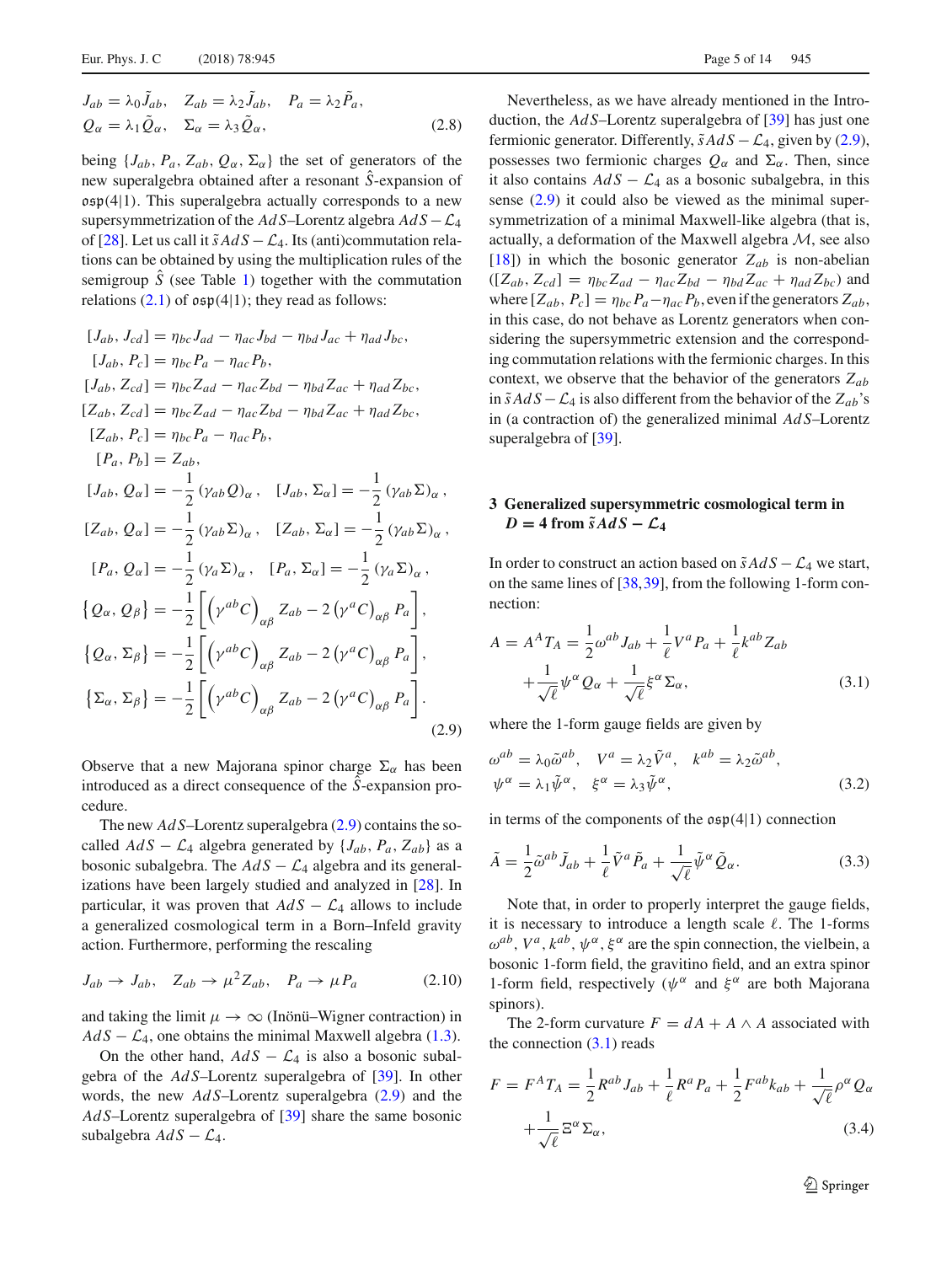$$J_{ab}=\lambda_0\tilde{J}_{ab},\quad Z_{ab}=\lambda_2\tilde{J}_{ab},\quad P_a=\lambda_2\tilde{P}_a,$$
$$Q_\alpha=\lambda_1\tilde{Q}_\alpha,\quad \Sigma_\alpha=\lambda_3\tilde{Q}_\alpha, \tag{2.8}$$

being $\{J_{ab}, P_a, Z_{ab}, Q_\alpha, \Sigma_\alpha\}$ the set of generators of the new superalgebra obtained after a resonant $\hat{S}$-expansion of $\mathfrak{osp}(4|1)$. This superalgebra actually corresponds to a new supersymmetrization of the $AdS$–Lorentz algebra $AdS-\mathcal{L}_4$ of [28]. Let us call it $\tilde{s}AdS-\mathcal{L}_4$. Its (anti)commutation relations can be obtained by using the multiplication rules of the semigroup $\hat{S}$ (see Table 1) together with the commutation relations (2.1) of $\mathfrak{osp}(4|1)$; they read as follows:

$$
\begin{aligned}
&[J_{ab},J_{cd}]=\eta_{bc}J_{ad}-\eta_{ac}J_{bd}-\eta_{bd}J_{ac}+\eta_{ad}J_{bc},\\
&[J_{ab},P_c]=\eta_{bc}P_a-\eta_{ac}P_b,\\
&[J_{ab},Z_{cd}]=\eta_{bc}Z_{ad}-\eta_{ac}Z_{bd}-\eta_{bd}Z_{ac}+\eta_{ad}Z_{bc},\\
&[Z_{ab},Z_{cd}]=\eta_{bc}Z_{ad}-\eta_{ac}Z_{bd}-\eta_{bd}Z_{ac}+\eta_{ad}Z_{bc},\\
&[Z_{ab},P_c]=\eta_{bc}P_a-\eta_{ac}P_b,\\
&[P_a,P_b]=Z_{ab},\\
&[J_{ab},Q_\alpha]=-\frac{1}{2}\left(\gamma_{ab}Q\right)_\alpha,\quad [J_{ab},\Sigma_\alpha]=-\frac{1}{2}\left(\gamma_{ab}\Sigma\right)_\alpha,\\
&[Z_{ab},Q_\alpha]=-\frac{1}{2}\left(\gamma_{ab}\Sigma\right)_\alpha,\quad [Z_{ab},\Sigma_\alpha]=-\frac{1}{2}\left(\gamma_{ab}\Sigma\right)_\alpha,\\
&[P_a,Q_\alpha]=-\frac{1}{2}\left(\gamma_a\Sigma\right)_\alpha,\quad [P_a,\Sigma_\alpha]=-\frac{1}{2}\left(\gamma_a\Sigma\right)_\alpha,\\
&\{Q_\alpha,Q_\beta\}=-\frac{1}{2}\left[\left(\gamma^{ab}C\right)_{\alpha\beta}Z_{ab}-2\left(\gamma^aC\right)_{\alpha\beta}P_a\right],\\
&\{Q_\alpha,\Sigma_\beta\}=-\frac{1}{2}\left[\left(\gamma^{ab}C\right)_{\alpha\beta}Z_{ab}-2\left(\gamma^aC\right)_{\alpha\beta}P_a\right],\\
&\{\Sigma_\alpha,\Sigma_\beta\}=-\frac{1}{2}\left[\left(\gamma^{ab}C\right)_{\alpha\beta}Z_{ab}-2\left(\gamma^aC\right)_{\alpha\beta}P_a\right].
\end{aligned}
\tag{2.9}
$$

Observe that a new Majorana spinor charge $\Sigma_\alpha$ has been introduced as a direct consequence of the $\hat{S}$-expansion procedure.

The new $AdS$–Lorentz superalgebra (2.9) contains the so-called $AdS-\mathcal{L}_4$ algebra generated by $\{J_{ab}, P_a, Z_{ab}\}$ as a bosonic subalgebra. The $AdS-\mathcal{L}_4$ algebra and its generalizations have been largely studied and analyzed in [28]. In particular, it was proven that $AdS-\mathcal{L}_4$ allows to include a generalized cosmological term in a Born–Infeld gravity action. Furthermore, performing the rescaling

$$J_{ab}\to J_{ab},\quad Z_{ab}\to\mu^2 Z_{ab},\quad P_a\to\mu P_a \tag{2.10}$$

and taking the limit $\mu\to\infty$ (Inönü–Wigner contraction) in $AdS-\mathcal{L}_4$, one obtains the minimal Maxwell algebra (1.3).

On the other hand, $AdS-\mathcal{L}_4$ is also a bosonic subalgebra of the $AdS$–Lorentz superalgebra of [39]. In other words, the new $AdS$–Lorentz superalgebra (2.9) and the $AdS$–Lorentz superalgebra of [39] share the same bosonic subalgebra $AdS-\mathcal{L}_4$.

Nevertheless, as we have already mentioned in the Introduction, the $AdS$–Lorentz superalgebra of [39] has just one fermionic generator. Differently, $\tilde{s}AdS-\mathcal{L}_4$, given by (2.9), possesses two fermionic charges $Q_\alpha$ and $\Sigma_\alpha$. Then, since it also contains $AdS-\mathcal{L}_4$ as a bosonic subalgebra, in this sense (2.9) it could also be viewed as the minimal supersymmetrization of a minimal Maxwell-like algebra (that is, actually, a deformation of the Maxwell algebra $\mathcal{M}$, see also [18]) in which the bosonic generator $Z_{ab}$ is non-abelian ($[Z_{ab},Z_{cd}]=\eta_{bc}Z_{ad}-\eta_{ac}Z_{bd}-\eta_{bd}Z_{ac}+\eta_{ad}Z_{bc}$) and where $[Z_{ab},P_c]=\eta_{bc}P_a-\eta_{ac}P_b$, even if the generators $Z_{ab}$, in this case, do not behave as Lorentz generators when considering the supersymmetric extension and the corresponding commutation relations with the fermionic charges. In this context, we observe that the behavior of the generators $Z_{ab}$ in $\tilde{s}AdS-\mathcal{L}_4$ is also different from the behavior of the $Z_{ab}$'s in (a contraction of) the generalized minimal $AdS$–Lorentz superalgebra of [39].

## 3 Generalized supersymmetric cosmological term in $D=4$ from $\tilde{s}AdS-\mathcal{L}_4$

In order to construct an action based on $\tilde{s}AdS-\mathcal{L}_4$ we start, on the same lines of [38,39], from the following 1-form connection:

$$
\begin{aligned}
A=A^AT_A=&\frac{1}{2}\omega^{ab}J_{ab}+\frac{1}{\ell}V^aP_a+\frac{1}{\ell}k^{ab}Z_{ab}\\
&+\frac{1}{\sqrt{\ell}}\psi^\alpha Q_\alpha+\frac{1}{\sqrt{\ell}}\xi^\alpha\Sigma_\alpha,
\end{aligned}
\tag{3.1}
$$

where the 1-form gauge fields are given by

$$
\begin{aligned}
&\omega^{ab}=\lambda_0\tilde{\omega}^{ab},\quad V^a=\lambda_2\tilde{V}^a,\quad k^{ab}=\lambda_2\tilde{\omega}^{ab},\\
&\psi^\alpha=\lambda_1\tilde{\psi}^\alpha,\quad \xi^\alpha=\lambda_3\tilde{\psi}^\alpha,
\end{aligned}
\tag{3.2}
$$

in terms of the components of the $\mathfrak{osp}(4|1)$ connection

$$\tilde{A}=\frac{1}{2}\tilde{\omega}^{ab}\tilde{J}_{ab}+\frac{1}{\ell}\tilde{V}^a\tilde{P}_a+\frac{1}{\sqrt{\ell}}\tilde{\psi}^\alpha\tilde{Q}_\alpha. \tag{3.3}$$

Note that, in order to properly interpret the gauge fields, it is necessary to introduce a length scale $\ell$. The 1-forms $\omega^{ab}$, $V^a$, $k^{ab}$, $\psi^\alpha$, $\xi^\alpha$ are the spin connection, the vielbein, a bosonic 1-form field, the gravitino field, and an extra spinor 1-form field, respectively ($\psi^\alpha$ and $\xi^\alpha$ are both Majorana spinors).

The 2-form curvature $F=dA+A\wedge A$ associated with the connection (3.1) reads

$$
\begin{aligned}
F=F^AT_A=&\frac{1}{2}R^{ab}J_{ab}+\frac{1}{\ell}R^aP_a+\frac{1}{2}F^{ab}k_{ab}+\frac{1}{\sqrt{\ell}}\rho^\alpha Q_\alpha\\
&+\frac{1}{\sqrt{\ell}}\Xi^\alpha\Sigma_\alpha,
\end{aligned}
\tag{3.4}
$$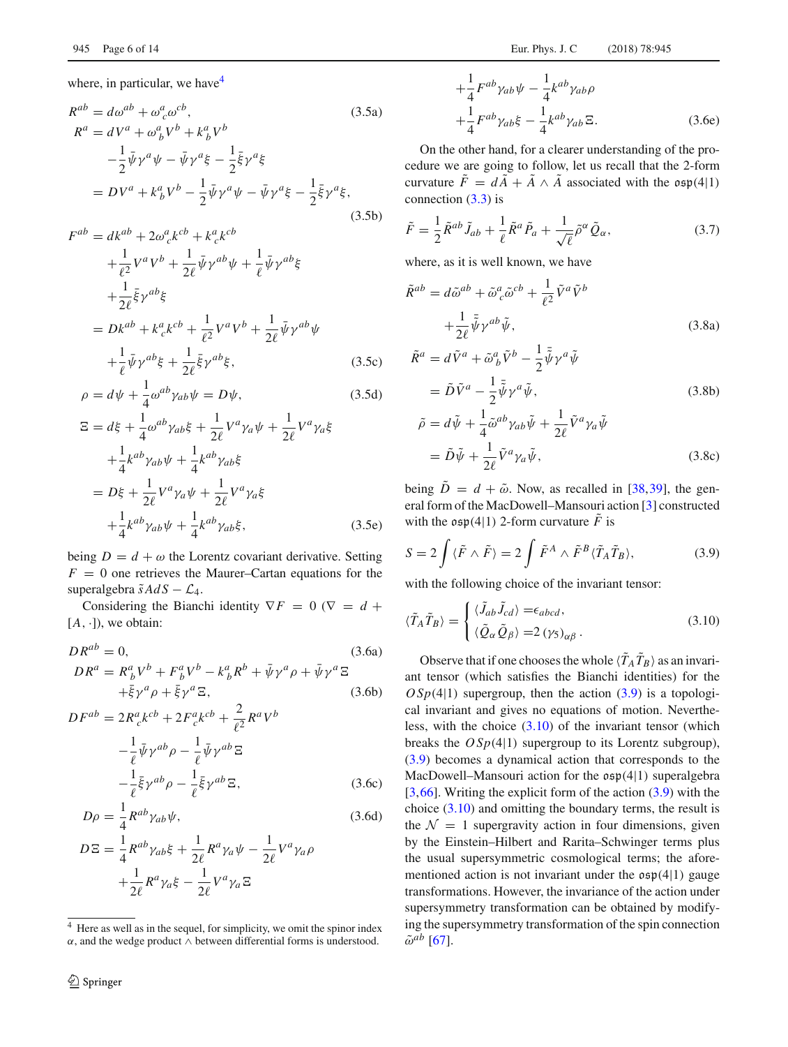where, in particular, we have[4]

$$R^{ab} = d\omega^{ab} + \omega^a_{\ c}\omega^{cb}, \tag{3.5a}$$

$$\begin{aligned} R^a &= dV^a + \omega^a_{\ b}V^b + k^a_{\ b}V^b \\ &\quad -\frac{1}{2}\bar{\psi}\gamma^a\psi - \bar{\psi}\gamma^a\xi - \frac{1}{2}\bar{\xi}\gamma^a\xi \\ &= DV^a + k^a_{\ b}V^b - \frac{1}{2}\bar{\psi}\gamma^a\psi - \bar{\psi}\gamma^a\xi - \frac{1}{2}\bar{\xi}\gamma^a\xi, \end{aligned} \tag{3.5b}$$

$$\begin{aligned} F^{ab} &= dk^{ab} + 2\omega^a_{\ c}k^{cb} + k^a_{\ c}k^{cb} \\ &\quad + \frac{1}{\ell^2}V^aV^b + \frac{1}{2\ell}\bar{\psi}\gamma^{ab}\psi + \frac{1}{\ell}\bar{\psi}\gamma^{ab}\xi \\ &\quad + \frac{1}{2\ell}\bar{\xi}\gamma^{ab}\xi \\ &= Dk^{ab} + k^a_{\ c}k^{cb} + \frac{1}{\ell^2}V^aV^b + \frac{1}{2\ell}\bar{\psi}\gamma^{ab}\psi \\ &\quad + \frac{1}{\ell}\bar{\psi}\gamma^{ab}\xi + \frac{1}{2\ell}\bar{\xi}\gamma^{ab}\xi, \end{aligned} \tag{3.5c}$$

$$\rho = d\psi + \frac{1}{4}\omega^{ab}\gamma_{ab}\psi = D\psi, \tag{3.5d}$$

$$\begin{aligned} \Xi &= d\xi + \frac{1}{4}\omega^{ab}\gamma_{ab}\xi + \frac{1}{2\ell}V^a\gamma_a\psi + \frac{1}{2\ell}V^a\gamma_a\xi \\ &\quad + \frac{1}{4}k^{ab}\gamma_{ab}\psi + \frac{1}{4}k^{ab}\gamma_{ab}\xi \\ &= D\xi + \frac{1}{2\ell}V^a\gamma_a\psi + \frac{1}{2\ell}V^a\gamma_a\xi \\ &\quad + \frac{1}{4}k^{ab}\gamma_{ab}\psi + \frac{1}{4}k^{ab}\gamma_{ab}\xi, \end{aligned} \tag{3.5e}$$

being $D = d + \omega$ the Lorentz covariant derivative. Setting $F = 0$ one retrieves the Maurer–Cartan equations for the superalgebra $\tilde{s}AdS - \mathcal{L}_4$.

Considering the Bianchi identity $\nabla F = 0$ ($\nabla = d + [A, \cdot]$), we obtain:

$$DR^{ab} = 0, \tag{3.6a}$$

$$\begin{aligned} DR^a &= R^a_{\ b}V^b + F^a_{\ b}V^b - k^a_{\ b}R^b + \bar{\psi}\gamma^a\rho + \bar{\psi}\gamma^a\Xi \\ &\quad + \bar{\xi}\gamma^a\rho + \bar{\xi}\gamma^a\Xi, \end{aligned} \tag{3.6b}$$

$$\begin{aligned} DF^{ab} &= 2R^a_{\ c}k^{cb} + 2F^a_{\ c}k^{cb} + \frac{2}{\ell^2}R^aV^b \\ &\quad - \frac{1}{\ell}\bar{\psi}\gamma^{ab}\rho - \frac{1}{\ell}\bar{\psi}\gamma^{ab}\Xi \\ &\quad - \frac{1}{\ell}\bar{\xi}\gamma^{ab}\rho - \frac{1}{\ell}\bar{\xi}\gamma^{ab}\Xi, \end{aligned} \tag{3.6c}$$

$$D\rho = \frac{1}{4}R^{ab}\gamma_{ab}\psi, \tag{3.6d}$$

$$\begin{aligned} D\Xi &= \frac{1}{4}R^{ab}\gamma_{ab}\xi + \frac{1}{2\ell}R^a\gamma_a\psi - \frac{1}{2\ell}V^a\gamma_a\rho \\ &\quad + \frac{1}{2\ell}R^a\gamma_a\xi - \frac{1}{2\ell}V^a\gamma_a\Xi \\ &\quad + \frac{1}{4}F^{ab}\gamma_{ab}\psi - \frac{1}{4}k^{ab}\gamma_{ab}\rho \\ &\quad + \frac{1}{4}F^{ab}\gamma_{ab}\xi - \frac{1}{4}k^{ab}\gamma_{ab}\Xi. \end{aligned} \tag{3.6e}$$

On the other hand, for a clearer understanding of the procedure we are going to follow, let us recall that the 2-form curvature $\tilde{F} = d\tilde{A} + \tilde{A} \wedge \tilde{A}$ associated with the $\mathfrak{osp}(4|1)$ connection (3.3) is

$$\tilde{F} = \frac{1}{2}\tilde{R}^{ab}\tilde{J}_{ab} + \frac{1}{\ell}\tilde{R}^a\tilde{P}_a + \frac{1}{\sqrt{\ell}}\tilde{\rho}^\alpha\tilde{Q}_\alpha, \tag{3.7}$$

where, as it is well known, we have

$$\begin{aligned} \tilde{R}^{ab} &= d\tilde{\omega}^{ab} + \tilde{\omega}^a_{\ c}\tilde{\omega}^{cb} + \frac{1}{\ell^2}\tilde{V}^a\tilde{V}^b \\ &\quad + \frac{1}{2\ell}\bar{\tilde{\psi}}\gamma^{ab}\tilde{\psi}, \end{aligned} \tag{3.8a}$$

$$\begin{aligned} \tilde{R}^a &= d\tilde{V}^a + \tilde{\omega}^a_{\ b}\tilde{V}^b - \frac{1}{2}\bar{\tilde{\psi}}\gamma^a\tilde{\psi} \\ &= \tilde{D}\tilde{V}^a - \frac{1}{2}\bar{\tilde{\psi}}\gamma^a\tilde{\psi}, \end{aligned} \tag{3.8b}$$

$$\begin{aligned} \tilde{\rho} &= d\tilde{\psi} + \frac{1}{4}\tilde{\omega}^{ab}\gamma_{ab}\tilde{\psi} + \frac{1}{2\ell}\tilde{V}^a\gamma_a\tilde{\psi} \\ &= \tilde{D}\tilde{\psi} + \frac{1}{2\ell}\tilde{V}^a\gamma_a\tilde{\psi}, \end{aligned} \tag{3.8c}$$

being $\tilde{D} = d + \tilde{\omega}$. Now, as recalled in [38,39], the general form of the MacDowell–Mansouri action [3] constructed with the $\mathfrak{osp}(4|1)$ 2-form curvature $\tilde{F}$ is

$$S = 2\int \langle \tilde{F} \wedge \tilde{F} \rangle = 2\int \tilde{F}^A \wedge \tilde{F}^B \langle \tilde{T}_A\tilde{T}_B \rangle, \tag{3.9}$$

with the following choice of the invariant tensor:

$$\langle \tilde{T}_A\tilde{T}_B \rangle = \begin{cases} \langle \tilde{J}_{ab}\tilde{J}_{cd} \rangle = \epsilon_{abcd}, \\ \langle \tilde{Q}_\alpha\tilde{Q}_\beta \rangle = 2\,(\gamma_5)_{\alpha\beta}\,. \end{cases} \tag{3.10}$$

Observe that if one chooses the whole $\langle \tilde{T}_A\tilde{T}_B \rangle$ as an invariant tensor (which satisfies the Bianchi identities) for the $OSp(4|1)$ supergroup, then the action (3.9) is a topological invariant and gives no equations of motion. Nevertheless, with the choice (3.10) of the invariant tensor (which breaks the $OSp(4|1)$ supergroup to its Lorentz subgroup), (3.9) becomes a dynamical action that corresponds to the MacDowell–Mansouri action for the $\mathfrak{osp}(4|1)$ superalgebra [3,66]. Writing the explicit form of the action (3.9) with the choice (3.10) and omitting the boundary terms, the result is the $\mathcal{N} = 1$ supergravity action in four dimensions, given by the Einstein–Hilbert and Rarita–Schwinger terms plus the usual supersymmetric cosmological terms; the aforementioned action is not invariant under the $\mathfrak{osp}(4|1)$ gauge transformations. However, the invariance of the action under supersymmetry transformation can be obtained by modifying the supersymmetry transformation of the spin connection $\tilde{\omega}^{ab}$ [67].

---

[4] Here as well as in the sequel, for simplicity, we omit the spinor index $\alpha$, and the wedge product $\wedge$ between differential forms is understood.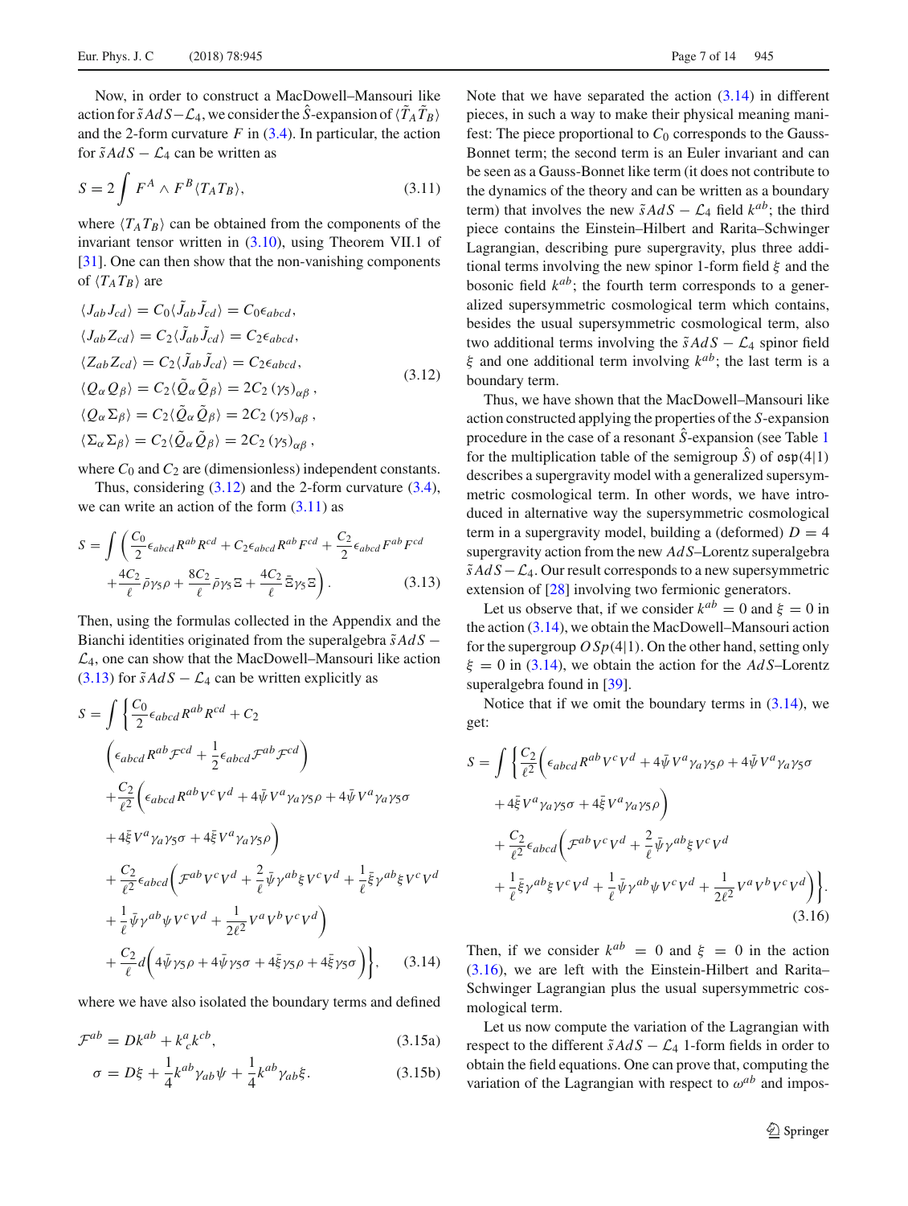Now, in order to construct a MacDowell–Mansouri like action for $\tilde{s}AdS-\mathcal{L}_4$, we consider the $\hat{S}$-expansion of $\langle \tilde{T}_A \tilde{T}_B \rangle$ and the 2-form curvature $F$ in (3.4). In particular, the action for $\tilde{s}AdS-\mathcal{L}_4$ can be written as

$$S = 2\int F^A \wedge F^B \langle T_A T_B \rangle, \tag{3.11}$$

where $\langle T_A T_B \rangle$ can be obtained from the components of the invariant tensor written in (3.10), using Theorem VII.1 of [31]. One can then show that the non-vanishing components of $\langle T_A T_B \rangle$ are

$$\begin{aligned}
\langle J_{ab} J_{cd} \rangle &= C_0 \langle \tilde{J}_{ab} \tilde{J}_{cd} \rangle = C_0 \epsilon_{abcd}, \\
\langle J_{ab} Z_{cd} \rangle &= C_2 \langle \tilde{J}_{ab} \tilde{J}_{cd} \rangle = C_2 \epsilon_{abcd}, \\
\langle Z_{ab} Z_{cd} \rangle &= C_2 \langle \tilde{J}_{ab} \tilde{J}_{cd} \rangle = C_2 \epsilon_{abcd}, \\
\langle Q_\alpha Q_\beta \rangle &= C_2 \langle \tilde{Q}_\alpha \tilde{Q}_\beta \rangle = 2C_2 (\gamma_5)_{\alpha\beta}, \\
\langle Q_\alpha \Sigma_\beta \rangle &= C_2 \langle \tilde{Q}_\alpha \tilde{Q}_\beta \rangle = 2C_2 (\gamma_5)_{\alpha\beta}, \\
\langle \Sigma_\alpha \Sigma_\beta \rangle &= C_2 \langle \tilde{Q}_\alpha \tilde{Q}_\beta \rangle = 2C_2 (\gamma_5)_{\alpha\beta},
\end{aligned} \tag{3.12}$$

where $C_0$ and $C_2$ are (dimensionless) independent constants.

Thus, considering (3.12) and the 2-form curvature (3.4), we can write an action of the form (3.11) as

$$S = \int \left( \frac{C_0}{2} \epsilon_{abcd} R^{ab} R^{cd} + C_2 \epsilon_{abcd} R^{ab} F^{cd} + \frac{C_2}{2} \epsilon_{abcd} F^{ab} F^{cd} + \frac{4C_2}{\ell} \bar{\rho} \gamma_5 \rho + \frac{8C_2}{\ell} \bar{\rho} \gamma_5 \Xi + \frac{4C_2}{\ell} \bar{\Xi} \gamma_5 \Xi \right). \tag{3.13}$$

Then, using the formulas collected in the Appendix and the Bianchi identities originated from the superalgebra $\tilde{s}AdS-\mathcal{L}_4$, one can show that the MacDowell–Mansouri like action (3.13) for $\tilde{s}AdS-\mathcal{L}_4$ can be written explicitly as

$$\begin{aligned}
S = \int \Bigg\{ & \frac{C_0}{2} \epsilon_{abcd} R^{ab} R^{cd} + C_2 \left( \epsilon_{abcd} R^{ab} \mathcal{F}^{cd} + \frac{1}{2} \epsilon_{abcd} \mathcal{F}^{ab} \mathcal{F}^{cd} \right) \\
&+ \frac{C_2}{\ell^2} \Big( \epsilon_{abcd} R^{ab} V^c V^d + 4\bar{\psi} V^a \gamma_a \gamma_5 \rho + 4\bar{\psi} V^a \gamma_a \gamma_5 \sigma + 4\bar{\xi} V^a \gamma_a \gamma_5 \sigma + 4\bar{\xi} V^a \gamma_a \gamma_5 \rho \Big) \\
&+ \frac{C_2}{\ell^2} \epsilon_{abcd} \Big( \mathcal{F}^{ab} V^c V^d + \frac{2}{\ell} \bar{\psi} \gamma^{ab} \xi V^c V^d + \frac{1}{\ell} \bar{\xi} \gamma^{ab} \xi V^c V^d + \frac{1}{\ell} \bar{\psi} \gamma^{ab} \psi V^c V^d + \frac{1}{2\ell^2} V^a V^b V^c V^d \Big) \\
&+ \frac{C_2}{\ell} d \Big( 4\bar{\psi} \gamma_5 \rho + 4\bar{\psi} \gamma_5 \sigma + 4\bar{\xi} \gamma_5 \rho + 4\bar{\xi} \gamma_5 \sigma \Big) \Bigg\},
\end{aligned} \tag{3.14}$$

where we have also isolated the boundary terms and defined

$$\mathcal{F}^{ab} = Dk^{ab} + k^a_{\ c} k^{cb}, \tag{3.15a}$$

$$\sigma = D\xi + \frac{1}{4} k^{ab} \gamma_{ab} \psi + \frac{1}{4} k^{ab} \gamma_{ab} \xi. \tag{3.15b}$$

Note that we have separated the action (3.14) in different pieces, in such a way to make their physical meaning manifest: The piece proportional to $C_0$ corresponds to the Gauss-Bonnet term; the second term is an Euler invariant and can be seen as a Gauss-Bonnet like term (it does not contribute to the dynamics of the theory and can be written as a boundary term) that involves the new $\tilde{s}AdS-\mathcal{L}_4$ field $k^{ab}$; the third piece contains the Einstein–Hilbert and Rarita–Schwinger Lagrangian, describing pure supergravity, plus three additional terms involving the new spinor 1-form field $\xi$ and the bosonic field $k^{ab}$; the fourth term corresponds to a generalized supersymmetric cosmological term which contains, besides the usual supersymmetric cosmological term, also two additional terms involving the $\tilde{s}AdS-\mathcal{L}_4$ spinor field $\xi$ and one additional term involving $k^{ab}$; the last term is a boundary term.

Thus, we have shown that the MacDowell–Mansouri like action constructed applying the properties of the $S$-expansion procedure in the case of a resonant $\hat{S}$-expansion (see Table 1 for the multiplication table of the semigroup $\hat{S}$) of $\mathfrak{osp}(4|1)$ describes a supergravity model with a generalized supersymmetric cosmological term. In other words, we have introduced in alternative way the supersymmetric cosmological term in a supergravity model, building a (deformed) $D=4$ supergravity action from the new $AdS$–Lorentz superalgebra $\tilde{s}AdS-\mathcal{L}_4$. Our result corresponds to a new supersymmetric extension of [28] involving two fermionic generators.

Let us observe that, if we consider $k^{ab}=0$ and $\xi=0$ in the action (3.14), we obtain the MacDowell–Mansouri action for the supergroup $OSp(4|1)$. On the other hand, setting only $\xi=0$ in (3.14), we obtain the action for the $AdS$–Lorentz superalgebra found in [39].

Notice that if we omit the boundary terms in (3.14), we get:

$$\begin{aligned}
S = \int \Bigg\{ & \frac{C_2}{\ell^2} \Big( \epsilon_{abcd} R^{ab} V^c V^d + 4\bar{\psi} V^a \gamma_a \gamma_5 \rho + 4\bar{\psi} V^a \gamma_a \gamma_5 \sigma + 4\bar{\xi} V^a \gamma_a \gamma_5 \sigma + 4\bar{\xi} V^a \gamma_a \gamma_5 \rho \Big) \\
&+ \frac{C_2}{\ell^2} \epsilon_{abcd} \Big( \mathcal{F}^{ab} V^c V^d + \frac{2}{\ell} \bar{\psi} \gamma^{ab} \xi V^c V^d + \frac{1}{\ell} \bar{\xi} \gamma^{ab} \xi V^c V^d + \frac{1}{\ell} \bar{\psi} \gamma^{ab} \psi V^c V^d + \frac{1}{2\ell^2} V^a V^b V^c V^d \Big) \Bigg\}.
\end{aligned} \tag{3.16}$$

Then, if we consider $k^{ab}=0$ and $\xi=0$ in the action (3.16), we are left with the Einstein-Hilbert and Rarita–Schwinger Lagrangian plus the usual supersymmetric cosmological term.

Let us now compute the variation of the Lagrangian with respect to the different $\tilde{s}AdS-\mathcal{L}_4$ 1-form fields in order to obtain the field equations. One can prove that, computing the variation of the Lagrangian with respect to $\omega^{ab}$ and impos-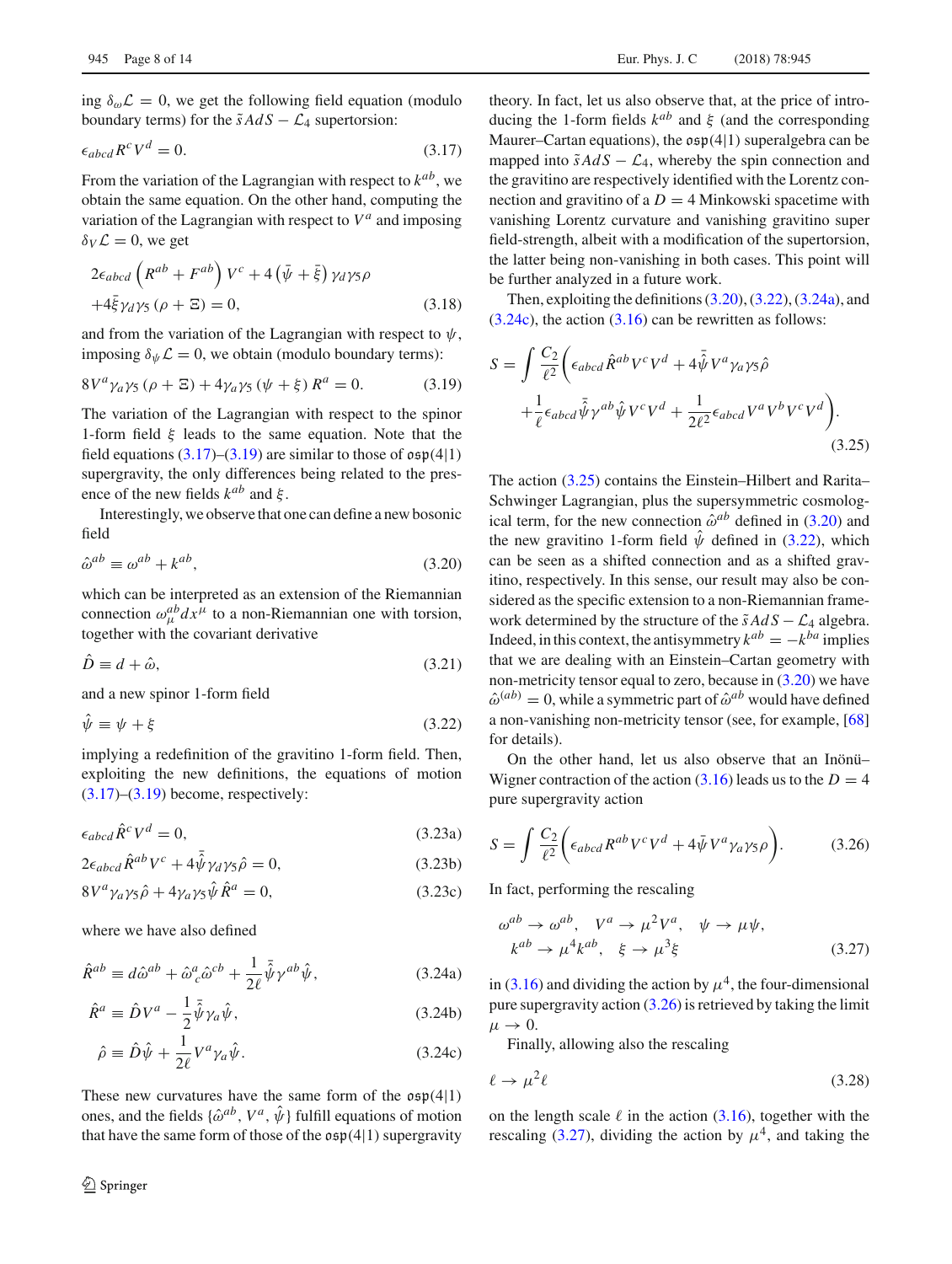ing $\delta_\omega \mathcal{L} = 0$, we get the following field equation (modulo boundary terms) for the $\tilde{s}AdS - \mathcal{L}_4$ supertorsion:

$$\epsilon_{abcd} R^c V^d = 0. \tag{3.17}$$

From the variation of the Lagrangian with respect to $k^{ab}$, we obtain the same equation. On the other hand, computing the variation of the Lagrangian with respect to $V^a$ and imposing $\delta_V \mathcal{L} = 0$, we get

$$2\epsilon_{abcd}\left(R^{ab} + F^{ab}\right) V^c + 4\left(\bar{\psi} + \bar{\xi}\right)\gamma_d \gamma_5 \rho$$
$$+4\bar{\xi}\gamma_d\gamma_5\left(\rho + \Xi\right) = 0, \tag{3.18}$$

and from the variation of the Lagrangian with respect to $\psi$, imposing $\delta_\psi \mathcal{L} = 0$, we obtain (modulo boundary terms):

$$8V^a \gamma_a \gamma_5 \left(\rho + \Xi\right) + 4\gamma_a \gamma_5 \left(\psi + \xi\right) R^a = 0. \tag{3.19}$$

The variation of the Lagrangian with respect to the spinor 1-form field $\xi$ leads to the same equation. Note that the field equations (3.17)–(3.19) are similar to those of $\mathfrak{osp}(4|1)$ supergravity, the only differences being related to the presence of the new fields $k^{ab}$ and $\xi$.

Interestingly, we observe that one can define a new bosonic field

$$\hat{\omega}^{ab} \equiv \omega^{ab} + k^{ab}, \tag{3.20}$$

which can be interpreted as an extension of the Riemannian connection $\omega^{ab}_\mu dx^\mu$ to a non-Riemannian one with torsion, together with the covariant derivative

$$\hat{D} \equiv d + \hat{\omega}, \tag{3.21}$$

and a new spinor 1-form field

$$\hat{\psi} \equiv \psi + \xi \tag{3.22}$$

implying a redefinition of the gravitino 1-form field. Then, exploiting the new definitions, the equations of motion (3.17)–(3.19) become, respectively:

$$\epsilon_{abcd} \hat{R}^c V^d = 0, \tag{3.23a}$$

$$2\epsilon_{abcd} \hat{R}^{ab} V^c + 4\bar{\hat{\psi}}\gamma_d\gamma_5\hat{\rho} = 0, \tag{3.23b}$$

$$8V^a\gamma_a\gamma_5\hat{\rho} + 4\gamma_a\gamma_5\hat{\psi}\hat{R}^a = 0, \tag{3.23c}$$

where we have also defined

$$\hat{R}^{ab} \equiv d\hat{\omega}^{ab} + \hat{\omega}^a{}_c\hat{\omega}^{cb} + \frac{1}{2\ell}\bar{\hat{\psi}}\gamma^{ab}\hat{\psi}, \tag{3.24a}$$

$$\hat{R}^a \equiv \hat{D}V^a - \frac{1}{2}\bar{\hat{\psi}}\gamma_a\hat{\psi}, \tag{3.24b}$$

$$\hat{\rho} \equiv \hat{D}\hat{\psi} + \frac{1}{2\ell}V^a\gamma_a\hat{\psi}. \tag{3.24c}$$

These new curvatures have the same form of the $\mathfrak{osp}(4|1)$ ones, and the fields $\{\hat{\omega}^{ab}, V^a, \hat{\psi}\}$ fulfill equations of motion that have the same form of those of the $\mathfrak{osp}(4|1)$ supergravity theory. In fact, let us also observe that, at the price of introducing the 1-form fields $k^{ab}$ and $\xi$ (and the corresponding Maurer–Cartan equations), the $\mathfrak{osp}(4|1)$ superalgebra can be mapped into $\tilde{s}AdS - \mathcal{L}_4$, whereby the spin connection and the gravitino are respectively identified with the Lorentz connection and gravitino of a $D = 4$ Minkowski spacetime with vanishing Lorentz curvature and vanishing gravitino super field-strength, albeit with a modification of the supertorsion, the latter being non-vanishing in both cases. This point will be further analyzed in a future work.

Then, exploiting the definitions (3.20), (3.22), (3.24a), and (3.24c), the action (3.16) can be rewritten as follows:

$$S = \int \frac{C_2}{\ell^2}\left(\epsilon_{abcd}\hat{R}^{ab}V^cV^d + 4\bar{\hat{\psi}}V^a\gamma_a\gamma_5\hat{\rho}\right.$$
$$\left. + \frac{1}{\ell}\epsilon_{abcd}\bar{\hat{\psi}}\gamma^{ab}\hat{\psi}V^cV^d + \frac{1}{2\ell^2}\epsilon_{abcd}V^aV^bV^cV^d\right). \tag{3.25}$$

The action (3.25) contains the Einstein–Hilbert and Rarita–Schwinger Lagrangian, plus the supersymmetric cosmological term, for the new connection $\hat{\omega}^{ab}$ defined in (3.20) and the new gravitino 1-form field $\hat{\psi}$ defined in (3.22), which can be seen as a shifted connection and as a shifted gravitino, respectively. In this sense, our result may also be considered as the specific extension to a non-Riemannian framework determined by the structure of the $\tilde{s}AdS - \mathcal{L}_4$ algebra. Indeed, in this context, the antisymmetry $k^{ab} = -k^{ba}$ implies that we are dealing with an Einstein–Cartan geometry with non-metricity tensor equal to zero, because in (3.20) we have $\hat{\omega}^{(ab)} = 0$, while a symmetric part of $\hat{\omega}^{ab}$ would have defined a non-vanishing non-metricity tensor (see, for example, [68] for details).

On the other hand, let us also observe that an Inönü–Wigner contraction of the action (3.16) leads us to the $D = 4$ pure supergravity action

$$S = \int \frac{C_2}{\ell^2}\left(\epsilon_{abcd}R^{ab}V^cV^d + 4\bar{\psi}V^a\gamma_a\gamma_5\rho\right). \tag{3.26}$$

In fact, performing the rescaling

$$\omega^{ab} \to \omega^{ab}, \quad V^a \to \mu^2 V^a, \quad \psi \to \mu\psi,$$
$$k^{ab} \to \mu^4 k^{ab}, \quad \xi \to \mu^3\xi \tag{3.27}$$

in (3.16) and dividing the action by $\mu^4$, the four-dimensional pure supergravity action (3.26) is retrieved by taking the limit $\mu \to 0$.

Finally, allowing also the rescaling

$$\ell \to \mu^2\ell \tag{3.28}$$

on the length scale $\ell$ in the action (3.16), together with the rescaling (3.27), dividing the action by $\mu^4$, and taking the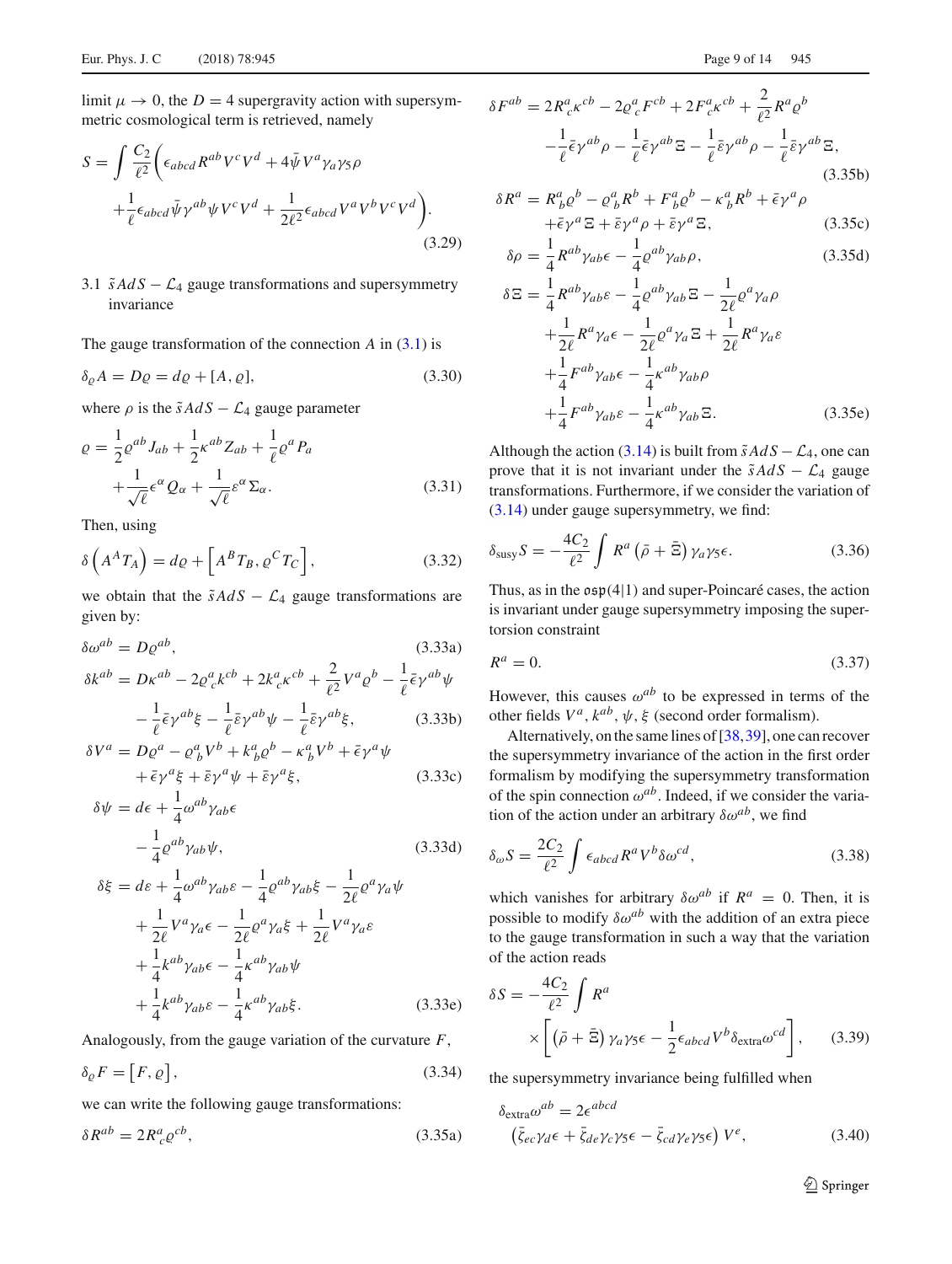limit $\mu \to 0$, the $D = 4$ supergravity action with supersymmetric cosmological term is retrieved, namely

$$S = \int \frac{C_2}{\ell^2}\left(\epsilon_{abcd} R^{ab} V^c V^d + 4\bar{\psi} V^a \gamma_a \gamma_5 \rho + \frac{1}{\ell}\epsilon_{abcd}\bar{\psi}\gamma^{ab}\psi V^c V^d + \frac{1}{2\ell^2}\epsilon_{abcd} V^a V^b V^c V^d\right). \tag{3.29}$$

### 3.1 $\tilde{s}AdS - \mathcal{L}_4$ gauge transformations and supersymmetry invariance

The gauge transformation of the connection $A$ in (3.1) is

$$\delta_\varrho A = D\varrho = d\varrho + [A, \varrho], \tag{3.30}$$

where $\rho$ is the $\tilde{s}AdS - \mathcal{L}_4$ gauge parameter

$$\varrho = \frac{1}{2}\varrho^{ab} J_{ab} + \frac{1}{2}\kappa^{ab} Z_{ab} + \frac{1}{\ell}\varrho^a P_a + \frac{1}{\sqrt{\ell}}\epsilon^\alpha Q_\alpha + \frac{1}{\sqrt{\ell}}\varepsilon^\alpha \Sigma_\alpha. \tag{3.31}$$

Then, using

$$\delta\left(A^A T_A\right) = d\varrho + \left[A^B T_B, \varrho^C T_C\right], \tag{3.32}$$

we obtain that the $\tilde{s}AdS - \mathcal{L}_4$ gauge transformations are given by:

$$\delta\omega^{ab} = D\varrho^{ab}, \tag{3.33a}$$

$$\delta k^{ab} = D\kappa^{ab} - 2\varrho^a_{\ c} k^{cb} + 2k^a_{\ c}\kappa^{cb} + \frac{2}{\ell^2}V^a\varrho^b - \frac{1}{\ell}\bar{\epsilon}\gamma^{ab}\psi - \frac{1}{\ell}\bar{\epsilon}\gamma^{ab}\xi - \frac{1}{\ell}\bar{\varepsilon}\gamma^{ab}\psi - \frac{1}{\ell}\bar{\varepsilon}\gamma^{ab}\xi, \tag{3.33b}$$

$$\delta V^a = D\varrho^a - \varrho^a_{\ b}V^b + k^a_{\ b}\varrho^b - \kappa^a_{\ b}V^b + \bar{\epsilon}\gamma^a\psi + \bar{\epsilon}\gamma^a\xi + \bar{\varepsilon}\gamma^a\psi + \bar{\varepsilon}\gamma^a\xi, \tag{3.33c}$$

$$\delta\psi = d\epsilon + \frac{1}{4}\omega^{ab}\gamma_{ab}\epsilon - \frac{1}{4}\varrho^{ab}\gamma_{ab}\psi, \tag{3.33d}$$

$$\begin{aligned}\delta\xi = {} & d\varepsilon + \frac{1}{4}\omega^{ab}\gamma_{ab}\varepsilon - \frac{1}{4}\varrho^{ab}\gamma_{ab}\xi - \frac{1}{2\ell}\varrho^a\gamma_a\psi \\ & + \frac{1}{2\ell}V^a\gamma_a\epsilon - \frac{1}{2\ell}\varrho^a\gamma_a\xi + \frac{1}{2\ell}V^a\gamma_a\varepsilon \\ & + \frac{1}{4}k^{ab}\gamma_{ab}\epsilon - \frac{1}{4}\kappa^{ab}\gamma_{ab}\psi \\ & + \frac{1}{4}k^{ab}\gamma_{ab}\varepsilon - \frac{1}{4}\kappa^{ab}\gamma_{ab}\xi.\end{aligned} \tag{3.33e}$$

Analogously, from the gauge variation of the curvature $F$,

$$\delta_\varrho F = \left[F, \varrho\right], \tag{3.34}$$

we can write the following gauge transformations:

$$\delta R^{ab} = 2R^a_{\ c}\varrho^{cb}, \tag{3.35a}$$

$$\delta F^{ab} = 2R^a_{\ c}\kappa^{cb} - 2\varrho^a_{\ c}F^{cb} + 2F^a_{\ c}\kappa^{cb} + \frac{2}{\ell^2}R^a\varrho^b - \frac{1}{\ell}\bar{\epsilon}\gamma^{ab}\rho - \frac{1}{\ell}\bar{\epsilon}\gamma^{ab}\Xi - \frac{1}{\ell}\bar{\varepsilon}\gamma^{ab}\rho - \frac{1}{\ell}\bar{\varepsilon}\gamma^{ab}\Xi, \tag{3.35b}$$

$$\delta R^a = R^a_{\ b}\varrho^b - \varrho^a_{\ b}R^b + F^a_{\ b}\varrho^b - \kappa^a_{\ b}R^b + \bar{\epsilon}\gamma^a\rho + \bar{\epsilon}\gamma^a\Xi + \bar{\varepsilon}\gamma^a\rho + \bar{\varepsilon}\gamma^a\Xi, \tag{3.35c}$$

$$\delta\rho = \frac{1}{4}R^{ab}\gamma_{ab}\epsilon - \frac{1}{4}\varrho^{ab}\gamma_{ab}\rho, \tag{3.35d}$$

$$\begin{aligned}\delta\Xi = {} & \frac{1}{4}R^{ab}\gamma_{ab}\varepsilon - \frac{1}{4}\varrho^{ab}\gamma_{ab}\Xi - \frac{1}{2\ell}\varrho^a\gamma_a\rho \\ & + \frac{1}{2\ell}R^a\gamma_a\epsilon - \frac{1}{2\ell}\varrho^a\gamma_a\Xi + \frac{1}{2\ell}R^a\gamma_a\varepsilon \\ & + \frac{1}{4}F^{ab}\gamma_{ab}\epsilon - \frac{1}{4}\kappa^{ab}\gamma_{ab}\rho \\ & + \frac{1}{4}F^{ab}\gamma_{ab}\varepsilon - \frac{1}{4}\kappa^{ab}\gamma_{ab}\Xi.\end{aligned} \tag{3.35e}$$

Although the action (3.14) is built from $\tilde{s}AdS - \mathcal{L}_4$, one can prove that it is not invariant under the $\tilde{s}AdS - \mathcal{L}_4$ gauge transformations. Furthermore, if we consider the variation of (3.14) under gauge supersymmetry, we find:

$$\delta_{\text{susy}} S = -\frac{4C_2}{\ell^2}\int R^a\left(\bar{\rho} + \bar{\Xi}\right)\gamma_a\gamma_5\epsilon. \tag{3.36}$$

Thus, as in the $\mathfrak{osp}(4|1)$ and super-Poincaré cases, the action is invariant under gauge supersymmetry imposing the supertorsion constraint

$$R^a = 0. \tag{3.37}$$

However, this causes $\omega^{ab}$ to be expressed in terms of the other fields $V^a$, $k^{ab}$, $\psi$, $\xi$ (second order formalism).

Alternatively, on the same lines of [38,39], one can recover the supersymmetry invariance of the action in the first order formalism by modifying the supersymmetry transformation of the spin connection $\omega^{ab}$. Indeed, if we consider the variation of the action under an arbitrary $\delta\omega^{ab}$, we find

$$\delta_\omega S = \frac{2C_2}{\ell^2}\int \epsilon_{abcd} R^a V^b \delta\omega^{cd}, \tag{3.38}$$

which vanishes for arbitrary $\delta\omega^{ab}$ if $R^a = 0$. Then, it is possible to modify $\delta\omega^{ab}$ with the addition of an extra piece to the gauge transformation in such a way that the variation of the action reads

$$\delta S = -\frac{4C_2}{\ell^2}\int R^a \times\left[\left(\bar{\rho} + \bar{\Xi}\right)\gamma_a\gamma_5\epsilon - \frac{1}{2}\epsilon_{abcd}V^b\delta_{\text{extra}}\omega^{cd}\right], \tag{3.39}$$

the supersymmetry invariance being fulfilled when

$$\delta_{\text{extra}}\omega^{ab} = 2\epsilon^{abcd}\left(\bar{\zeta}_{ec}\gamma_d\epsilon + \bar{\zeta}_{de}\gamma_c\gamma_5\epsilon - \bar{\zeta}_{cd}\gamma_e\gamma_5\epsilon\right)V^e, \tag{3.40}$$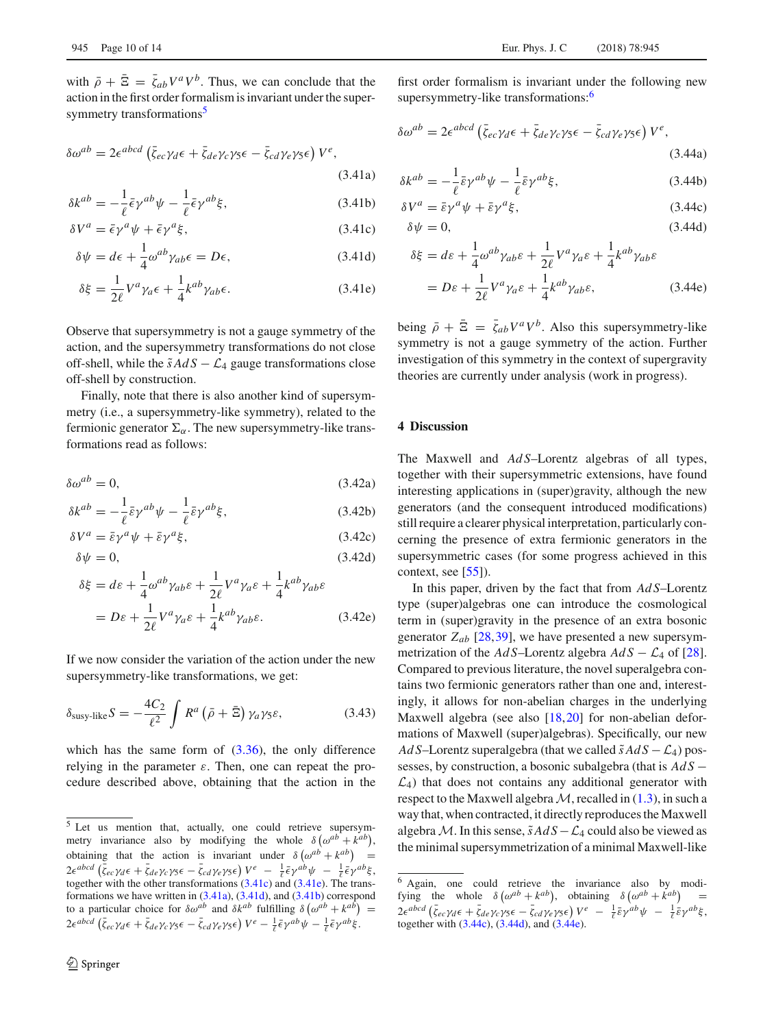with $\bar{\rho} + \bar{\Xi} = \bar{\zeta}_{ab} V^a V^b$. Thus, we can conclude that the action in the first order formalism is invariant under the supersymmetry transformations[5]

$$\delta \omega^{ab} = 2\epsilon^{abcd} \left( \bar{\zeta}_{ec} \gamma_d \epsilon + \bar{\zeta}_{de} \gamma_c \gamma_5 \epsilon - \bar{\zeta}_{cd} \gamma_e \gamma_5 \epsilon \right) V^e, \tag{3.41a}$$

$$\delta k^{ab} = -\frac{1}{\ell} \bar{\epsilon} \gamma^{ab} \psi - \frac{1}{\ell} \bar{\epsilon} \gamma^{ab} \xi, \tag{3.41b}$$

$$\delta V^a = \bar{\epsilon} \gamma^a \psi + \bar{\epsilon} \gamma^a \xi, \tag{3.41c}$$

$$\delta \psi = d\epsilon + \frac{1}{4} \omega^{ab} \gamma_{ab} \epsilon = D\epsilon, \tag{3.41d}$$

$$\delta \xi = \frac{1}{2\ell} V^a \gamma_a \epsilon + \frac{1}{4} k^{ab} \gamma_{ab} \epsilon. \tag{3.41e}$$

Observe that supersymmetry is not a gauge symmetry of the action, and the supersymmetry transformations do not close off-shell, while the $\tilde{s}AdS - \mathcal{L}_4$ gauge transformations close off-shell by construction.

Finally, note that there is also another kind of supersymmetry (i.e., a supersymmetry-like symmetry), related to the fermionic generator $\Sigma_\alpha$. The new supersymmetry-like transformations read as follows:

$$\delta \omega^{ab} = 0, \tag{3.42a}$$

$$\delta k^{ab} = -\frac{1}{\ell} \bar{\varepsilon} \gamma^{ab} \psi - \frac{1}{\ell} \bar{\varepsilon} \gamma^{ab} \xi, \tag{3.42b}$$

$$\delta V^a = \bar{\varepsilon} \gamma^a \psi + \bar{\varepsilon} \gamma^a \xi, \tag{3.42c}$$

$$\delta \psi = 0, \tag{3.42d}$$

$$\begin{aligned} \delta \xi &= d\varepsilon + \frac{1}{4} \omega^{ab} \gamma_{ab} \varepsilon + \frac{1}{2\ell} V^a \gamma_a \varepsilon + \frac{1}{4} k^{ab} \gamma_{ab} \varepsilon \\ &= D\varepsilon + \frac{1}{2\ell} V^a \gamma_a \varepsilon + \frac{1}{4} k^{ab} \gamma_{ab} \varepsilon. \end{aligned} \tag{3.42e}$$

If we now consider the variation of the action under the new supersymmetry-like transformations, we get:

$$\delta_{\text{susy-like}} S = -\frac{4C_2}{\ell^2} \int R^a \left( \bar{\rho} + \bar{\Xi} \right) \gamma_a \gamma_5 \varepsilon, \tag{3.43}$$

which has the same form of (3.36), the only difference relying in the parameter $\varepsilon$. Then, one can repeat the procedure described above, obtaining that the action in the first order formalism is invariant under the following new supersymmetry-like transformations:[6]

$$\delta \omega^{ab} = 2\epsilon^{abcd} \left( \bar{\zeta}_{ec} \gamma_d \epsilon + \bar{\zeta}_{de} \gamma_c \gamma_5 \epsilon - \bar{\zeta}_{cd} \gamma_e \gamma_5 \epsilon \right) V^e, \tag{3.44a}$$

$$\delta k^{ab} = -\frac{1}{\ell} \bar{\varepsilon} \gamma^{ab} \psi - \frac{1}{\ell} \bar{\varepsilon} \gamma^{ab} \xi, \tag{3.44b}$$

$$\delta V^a = \bar{\varepsilon} \gamma^a \psi + \bar{\varepsilon} \gamma^a \xi, \tag{3.44c}$$

$$\delta \psi = 0, \tag{3.44d}$$

$$\begin{aligned} \delta \xi &= d\varepsilon + \frac{1}{4} \omega^{ab} \gamma_{ab} \varepsilon + \frac{1}{2\ell} V^a \gamma_a \varepsilon + \frac{1}{4} k^{ab} \gamma_{ab} \varepsilon \\ &= D\varepsilon + \frac{1}{2\ell} V^a \gamma_a \varepsilon + \frac{1}{4} k^{ab} \gamma_{ab} \varepsilon, \end{aligned} \tag{3.44e}$$

being $\bar{\rho} + \bar{\Xi} = \bar{\zeta}_{ab} V^a V^b$. Also this supersymmetry-like symmetry is not a gauge symmetry of the action. Further investigation of this symmetry in the context of supergravity theories are currently under analysis (work in progress).

## 4 Discussion

The Maxwell and $AdS$–Lorentz algebras of all types, together with their supersymmetric extensions, have found interesting applications in (super)gravity, although the new generators (and the consequent introduced modifications) still require a clearer physical interpretation, particularly concerning the presence of extra fermionic generators in the supersymmetric cases (for some progress achieved in this context, see [55]).

In this paper, driven by the fact that from $AdS$–Lorentz type (super)algebras one can introduce the cosmological term in (super)gravity in the presence of an extra bosonic generator $Z_{ab}$ [28,39], we have presented a new supersymmetrization of the $AdS$–Lorentz algebra $AdS - \mathcal{L}_4$ of [28]. Compared to previous literature, the novel superalgebra contains two fermionic generators rather than one and, interestingly, it allows for non-abelian charges in the underlying Maxwell algebra (see also [18,20] for non-abelian deformations of Maxwell (super)algebras). Specifically, our new $AdS$–Lorentz superalgebra (that we called $\tilde{s}AdS - \mathcal{L}_4$) possesses, by construction, a bosonic subalgebra (that is $AdS - \mathcal{L}_4$) that does not contains any additional generator with respect to the Maxwell algebra $\mathcal{M}$, recalled in (1.3), in such a way that, when contracted, it directly reproduces the Maxwell algebra $\mathcal{M}$. In this sense, $\tilde{s}AdS - \mathcal{L}_4$ could also be viewed as the minimal supersymmetrization of a minimal Maxwell-like

---

[5] Let us mention that, actually, one could retrieve supersymmetry invariance also by modifying the whole $\delta\left(\omega^{ab} + k^{ab}\right)$, obtaining that the action is invariant under $\delta\left(\omega^{ab} + k^{ab}\right) = 2\epsilon^{abcd} \left( \bar{\zeta}_{ec} \gamma_d \epsilon + \bar{\zeta}_{de} \gamma_c \gamma_5 \epsilon - \bar{\zeta}_{cd} \gamma_e \gamma_5 \epsilon \right) V^e - \frac{1}{\ell} \bar{\epsilon} \gamma^{ab} \psi - \frac{1}{\ell} \bar{\epsilon} \gamma^{ab} \xi$, together with the other transformations (3.41c) and (3.41e). The transformations we have written in (3.41a), (3.41d), and (3.41b) correspond to a particular choice for $\delta \omega^{ab}$ and $\delta k^{ab}$ fulfilling $\delta\left(\omega^{ab} + k^{ab}\right) = 2\epsilon^{abcd} \left( \bar{\zeta}_{ec} \gamma_d \epsilon + \bar{\zeta}_{de} \gamma_c \gamma_5 \epsilon - \bar{\zeta}_{cd} \gamma_e \gamma_5 \epsilon \right) V^e - \frac{1}{\ell} \bar{\epsilon} \gamma^{ab} \psi - \frac{1}{\ell} \bar{\epsilon} \gamma^{ab} \xi$.

[6] Again, one could retrieve the invariance also by modifying the whole $\delta\left(\omega^{ab} + k^{ab}\right)$, obtaining $\delta\left(\omega^{ab} + k^{ab}\right) = 2\epsilon^{abcd} \left( \bar{\zeta}_{ec} \gamma_d \epsilon + \bar{\zeta}_{de} \gamma_c \gamma_5 \epsilon - \bar{\zeta}_{cd} \gamma_e \gamma_5 \epsilon \right) V^e - \frac{1}{\ell} \bar{\varepsilon} \gamma^{ab} \psi - \frac{1}{\ell} \bar{\varepsilon} \gamma^{ab} \xi$, together with (3.44c), (3.44d), and (3.44e).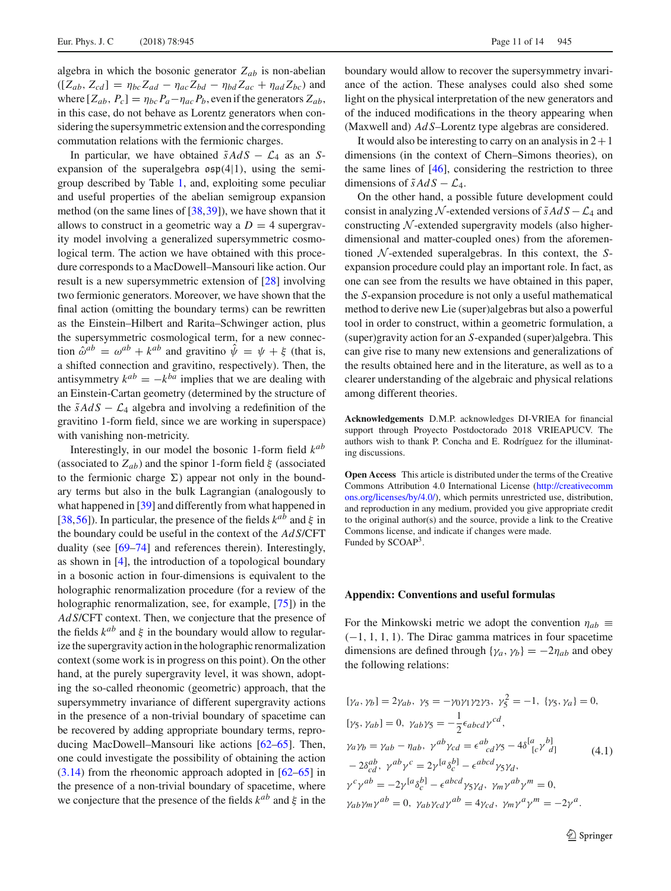algebra in which the bosonic generator $Z_{ab}$ is non-abelian ($[Z_{ab}, Z_{cd}] = \eta_{bc} Z_{ad} - \eta_{ac} Z_{bd} - \eta_{bd} Z_{ac} + \eta_{ad} Z_{bc}$) and where $[Z_{ab}, P_c] = \eta_{bc} P_a - \eta_{ac} P_b$, even if the generators $Z_{ab}$, in this case, do not behave as Lorentz generators when considering the supersymmetric extension and the corresponding commutation relations with the fermionic charges.

In particular, we have obtained $\tilde{s}AdS - \mathcal{L}_4$ as an $S$-expansion of the superalgebra $\mathfrak{osp}(4|1)$, using the semigroup described by Table 1, and, exploiting some peculiar and useful properties of the abelian semigroup expansion method (on the same lines of [38,39]), we have shown that it allows to construct in a geometric way a $D = 4$ supergravity model involving a generalized supersymmetric cosmological term. The action we have obtained with this procedure corresponds to a MacDowell–Mansouri like action. Our result is a new supersymmetric extension of [28] involving two fermionic generators. Moreover, we have shown that the final action (omitting the boundary terms) can be rewritten as the Einstein–Hilbert and Rarita–Schwinger action, plus the supersymmetric cosmological term, for a new connection $\hat{\omega}^{ab} = \omega^{ab} + k^{ab}$ and gravitino $\hat{\psi} = \psi + \xi$ (that is, a shifted connection and gravitino, respectively). Then, the antisymmetry $k^{ab} = -k^{ba}$ implies that we are dealing with an Einstein-Cartan geometry (determined by the structure of the $\tilde{s}AdS - \mathcal{L}_4$ algebra and involving a redefinition of the gravitino 1-form field, since we are working in superspace) with vanishing non-metricity.

Interestingly, in our model the bosonic 1-form field $k^{ab}$ (associated to $Z_{ab}$) and the spinor 1-form field $\xi$ (associated to the fermionic charge $\Sigma$) appear not only in the boundary terms but also in the bulk Lagrangian (analogously to what happened in [39] and differently from what happened in [38,56]). In particular, the presence of the fields $k^{ab}$ and $\xi$ in the boundary could be useful in the context of the $AdS$/CFT duality (see [69–74] and references therein). Interestingly, as shown in [4], the introduction of a topological boundary in a bosonic action in four-dimensions is equivalent to the holographic renormalization procedure (for a review of the holographic renormalization, see, for example, [75]) in the $AdS$/CFT context. Then, we conjecture that the presence of the fields $k^{ab}$ and $\xi$ in the boundary would allow to regularize the supergravity action in the holographic renormalization context (some work is in progress on this point). On the other hand, at the purely supergravity level, it was shown, adopting the so-called rheonomic (geometric) approach, that the supersymmetry invariance of different supergravity actions in the presence of a non-trivial boundary of spacetime can be recovered by adding appropriate boundary terms, reproducing MacDowell–Mansouri like actions [62–65]. Then, one could investigate the possibility of obtaining the action (3.14) from the rheonomic approach adopted in [62–65] in the presence of a non-trivial boundary of spacetime, where we conjecture that the presence of the fields $k^{ab}$ and $\xi$ in the boundary would allow to recover the supersymmetry invariance of the action. These analyses could also shed some light on the physical interpretation of the new generators and of the induced modifications in the theory appearing when (Maxwell and) $AdS$–Lorentz type algebras are considered.

It would also be interesting to carry on an analysis in $2+1$ dimensions (in the context of Chern–Simons theories), on the same lines of [46], considering the restriction to three dimensions of $\tilde{s}AdS - \mathcal{L}_4$.

On the other hand, a possible future development could consist in analyzing $\mathcal{N}$-extended versions of $\tilde{s}AdS - \mathcal{L}_4$ and constructing $\mathcal{N}$-extended supergravity models (also higher-dimensional and matter-coupled ones) from the aforementioned $\mathcal{N}$-extended superalgebras. In this context, the $S$-expansion procedure could play an important role. In fact, as one can see from the results we have obtained in this paper, the $S$-expansion procedure is not only a useful mathematical method to derive new Lie (super)algebras but also a powerful tool in order to construct, within a geometric formulation, a (super)gravity action for an $S$-expanded (super)algebra. This can give rise to many new extensions and generalizations of the results obtained here and in the literature, as well as to a clearer understanding of the algebraic and physical relations among different theories.

**Acknowledgements** D.M.P. acknowledges DI-VRIEA for financial support through Proyecto Postdoctorado 2018 VRIEAPUCV. The authors wish to thank P. Concha and E. Rodríguez for the illuminating discussions.

**Open Access** This article is distributed under the terms of the Creative Commons Attribution 4.0 International License (http://creativecommons.org/licenses/by/4.0/), which permits unrestricted use, distribution, and reproduction in any medium, provided you give appropriate credit to the original author(s) and the source, provide a link to the Creative Commons license, and indicate if changes were made.
Funded by SCOAP[3].

## Appendix: Conventions and useful formulas

For the Minkowski metric we adopt the convention $\eta_{ab} \equiv (-1, 1, 1, 1)$. The Dirac gamma matrices in four spacetime dimensions are defined through $\{\gamma_a, \gamma_b\} = -2\eta_{ab}$ and obey the following relations:

$$
\begin{aligned}
&[\gamma_a, \gamma_b] = 2\gamma_{ab}, \ \gamma_5 = -\gamma_0\gamma_1\gamma_2\gamma_3, \ \gamma_5^2 = -1, \ \{\gamma_5, \gamma_a\} = 0, \\
&[\gamma_5, \gamma_{ab}] = 0, \ \gamma_{ab}\gamma_5 = -\frac{1}{2}\epsilon_{abcd}\gamma^{cd}, \\
&\gamma_a\gamma_b = \gamma_{ab} - \eta_{ab}, \ \gamma^{ab}\gamma_{cd} = \epsilon^{ab}{}_{cd}\gamma_5 - 4\delta^{[a}_{[c}\gamma^{b]}{}_{d]} \\
&-2\delta^{ab}_{cd}, \ \gamma^{ab}\gamma^c = 2\gamma^{[a}\delta^{b]}_c - \epsilon^{abcd}\gamma_5\gamma_d, \\
&\gamma^c\gamma^{ab} = -2\gamma^{[a}\delta^{b]}_c - \epsilon^{abcd}\gamma_5\gamma_d, \ \gamma_m\gamma^{ab}\gamma^m = 0, \\
&\gamma_{ab}\gamma_m\gamma^{ab} = 0, \ \gamma_{ab}\gamma_{cd}\gamma^{ab} = 4\gamma_{cd}, \ \gamma_m\gamma^a\gamma^m = -2\gamma^a.
\end{aligned}
\tag{4.1}
$$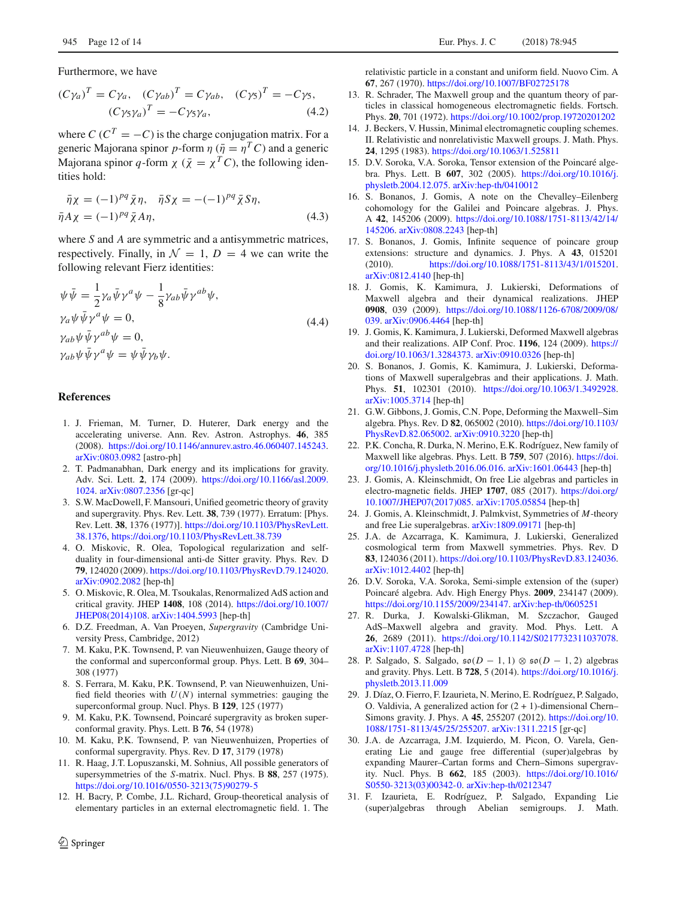Furthermore, we have

$$(C\gamma_a)^T = C\gamma_a, \quad (C\gamma_{ab})^T = C\gamma_{ab}, \quad (C\gamma_5)^T = -C\gamma_5,$$
$$(C\gamma_5\gamma_a)^T = -C\gamma_5\gamma_a, \tag{4.2}$$

where $C$ ($C^T = -C$) is the charge conjugation matrix. For a generic Majorana spinor $p$-form $\eta$ ($\bar{\eta} = \eta^T C$) and a generic Majorana spinor $q$-form $\chi$ ($\bar{\chi} = \chi^T C$), the following identities hold:

$$\bar{\eta}\chi = (-1)^{pq}\bar{\chi}\eta, \quad \bar{\eta}S\chi = -(-1)^{pq}\bar{\chi}S\eta,$$
$$\bar{\eta}A\chi = (-1)^{pq}\bar{\chi}A\eta, \tag{4.3}$$

where $S$ and $A$ are symmetric and a antisymmetric matrices, respectively. Finally, in $\mathcal{N} = 1$, $D = 4$ we can write the following relevant Fierz identities:

$$\begin{aligned}
&\psi\bar{\psi} = \frac{1}{2}\gamma_a\bar{\psi}\gamma^a\psi - \frac{1}{8}\gamma_{ab}\bar{\psi}\gamma^{ab}\psi, \\
&\gamma_a\psi\bar{\psi}\gamma^a\psi = 0, \\
&\gamma_{ab}\psi\bar{\psi}\gamma^{ab}\psi = 0, \\
&\gamma_{ab}\psi\bar{\psi}\gamma^a\psi = \psi\bar{\psi}\gamma_b\psi.
\end{aligned} \tag{4.4}$$

## References

1. J. Frieman, M. Turner, D. Huterer, Dark energy and the accelerating universe. Ann. Rev. Astron. Astrophys. **46**, 385 (2008). https://doi.org/10.1146/annurev.astro.46.060407.145243. arXiv:0803.0982 [astro-ph]
2. T. Padmanabhan, Dark energy and its implications for gravity. Adv. Sci. Lett. **2**, 174 (2009). https://doi.org/10.1166/asl.2009.1024. arXiv:0807.2356 [gr-qc]
3. S.W. MacDowell, F. Mansouri, Unified geometric theory of gravity and supergravity. Phys. Rev. Lett. **38**, 739 (1977). Erratum: [Phys. Rev. Lett. **38**, 1376 (1977)]. https://doi.org/10.1103/PhysRevLett.38.1376, https://doi.org/10.1103/PhysRevLett.38.739
4. O. Miskovic, R. Olea, Topological regularization and self-duality in four-dimensional anti-de Sitter gravity. Phys. Rev. D **79**, 124020 (2009). https://doi.org/10.1103/PhysRevD.79.124020. arXiv:0902.2082 [hep-th]
5. O. Miskovic, R. Olea, M. Tsoukalas, Renormalized AdS action and critical gravity. JHEP **1408**, 108 (2014). https://doi.org/10.1007/JHEP08(2014)108. arXiv:1404.5993 [hep-th]
6. D.Z. Freedman, A. Van Proeyen, *Supergravity* (Cambridge University Press, Cambridge, 2012)
7. M. Kaku, P.K. Townsend, P. van Nieuwenhuizen, Gauge theory of the conformal and superconformal group. Phys. Lett. B **69**, 304–308 (1977)
8. S. Ferrara, M. Kaku, P.K. Townsend, P. van Nieuwenhuizen, Unified field theories with $U(N)$ internal symmetries: gauging the superconformal group. Nucl. Phys. B **129**, 125 (1977)
9. M. Kaku, P.K. Townsend, Poincaré supergravity as broken superconformal gravity. Phys. Lett. B **76**, 54 (1978)
10. M. Kaku, P.K. Townsend, P. van Nieuwenhuizen, Properties of conformal supergravity. Phys. Rev. D **17**, 3179 (1978)
11. R. Haag, J.T. Lopuszanski, M. Sohnius, All possible generators of supersymmetries of the $S$-matrix. Nucl. Phys. B **88**, 257 (1975). https://doi.org/10.1016/0550-3213(75)90279-5
12. H. Bacry, P. Combe, J.L. Richard, Group-theoretical analysis of elementary particles in an external electromagnetic field. 1. The relativistic particle in a constant and uniform field. Nuovo Cim. A **67**, 267 (1970). https://doi.org/10.1007/BF02725178
13. R. Schrader, The Maxwell group and the quantum theory of particles in classical homogeneous electromagnetic fields. Fortsch. Phys. **20**, 701 (1972). https://doi.org/10.1002/prop.19720201202
14. J. Beckers, V. Hussin, Minimal electromagnetic coupling schemes. II. Relativistic and nonrelativistic Maxwell groups. J. Math. Phys. **24**, 1295 (1983). https://doi.org/10.1063/1.525811
15. D.V. Soroka, V.A. Soroka, Tensor extension of the Poincaré algebra. Phys. Lett. B **607**, 302 (2005). https://doi.org/10.1016/j.physletb.2004.12.075. arXiv:hep-th/0410012
16. S. Bonanos, J. Gomis, A note on the Chevalley–Eilenberg cohomology for the Galilei and Poincare algebras. J. Phys. A **42**, 145206 (2009). https://doi.org/10.1088/1751-8113/42/14/145206. arXiv:0808.2243 [hep-th]
17. S. Bonanos, J. Gomis, Infinite sequence of poincare group extensions: structure and dynamics. J. Phys. A **43**, 015201 (2010). https://doi.org/10.1088/1751-8113/43/1/015201. arXiv:0812.4140 [hep-th]
18. J. Gomis, K. Kamimura, J. Lukierski, Deformations of Maxwell algebra and their dynamical realizations. JHEP **0908**, 039 (2009). https://doi.org/10.1088/1126-6708/2009/08/039. arXiv:0906.4464 [hep-th]
19. J. Gomis, K. Kamimura, J. Lukierski, Deformed Maxwell algebras and their realizations. AIP Conf. Proc. **1196**, 124 (2009). https://doi.org/10.1063/1.3284373. arXiv:0910.0326 [hep-th]
20. S. Bonanos, J. Gomis, K. Kamimura, J. Lukierski, Deformations of Maxwell superalgebras and their applications. J. Math. Phys. **51**, 102301 (2010). https://doi.org/10.1063/1.3492928. arXiv:1005.3714 [hep-th]
21. G.W. Gibbons, J. Gomis, C.N. Pope, Deforming the Maxwell–Sim algebra. Phys. Rev. D **82**, 065002 (2010). https://doi.org/10.1103/PhysRevD.82.065002. arXiv:0910.3220 [hep-th]
22. P.K. Concha, R. Durka, N. Merino, E.K. Rodríguez, New family of Maxwell like algebras. Phys. Lett. B **759**, 507 (2016). https://doi.org/10.1016/j.physletb.2016.06.016. arXiv:1601.06443 [hep-th]
23. J. Gomis, A. Kleinschmidt, On free Lie algebras and particles in electro-magnetic fields. JHEP **1707**, 085 (2017). https://doi.org/10.1007/JHEP07(2017)085. arXiv:1705.05854 [hep-th]
24. J. Gomis, A. Kleinschmidt, J. Palmkvist, Symmetries of $M$-theory and free Lie superalgebras. arXiv:1809.09171 [hep-th]
25. J.A. de Azcarraga, K. Kamimura, J. Lukierski, Generalized cosmological term from Maxwell symmetries. Phys. Rev. D **83**, 124036 (2011). https://doi.org/10.1103/PhysRevD.83.124036. arXiv:1012.4402 [hep-th]
26. D.V. Soroka, V.A. Soroka, Semi-simple extension of the (super) Poincaré algebra. Adv. High Energy Phys. **2009**, 234147 (2009). https://doi.org/10.1155/2009/234147. arXiv:hep-th/0605251
27. R. Durka, J. Kowalski-Glikman, M. Szczachor, Gauged AdS–Maxwell algebra and gravity. Mod. Phys. Lett. A **26**, 2689 (2011). https://doi.org/10.1142/S0217732311037078. arXiv:1107.4728 [hep-th]
28. P. Salgado, S. Salgado, $\mathfrak{so}(D-1,1) \otimes \mathfrak{so}(D-1,2)$ algebras and gravity. Phys. Lett. B **728**, 5 (2014). https://doi.org/10.1016/j.physletb.2013.11.009
29. J. Díaz, O. Fierro, F. Izaurieta, N. Merino, E. Rodríguez, P. Salgado, O. Valdivia, A generalized action for (2 + 1)-dimensional Chern–Simons gravity. J. Phys. A **45**, 255207 (2012). https://doi.org/10.1088/1751-8113/45/25/255207. arXiv:1311.2215 [gr-qc]
30. J.A. de Azcarraga, J.M. Izquierdo, M. Picon, O. Varela, Generating Lie and gauge free differential (super)algebras by expanding Maurer–Cartan forms and Chern–Simons supergravity. Nucl. Phys. B **662**, 185 (2003). https://doi.org/10.1016/S0550-3213(03)00342-0. arXiv:hep-th/0212347
31. F. Izaurieta, E. Rodríguez, P. Salgado, Expanding Lie (super)algebras through Abelian semigroups. J. Math.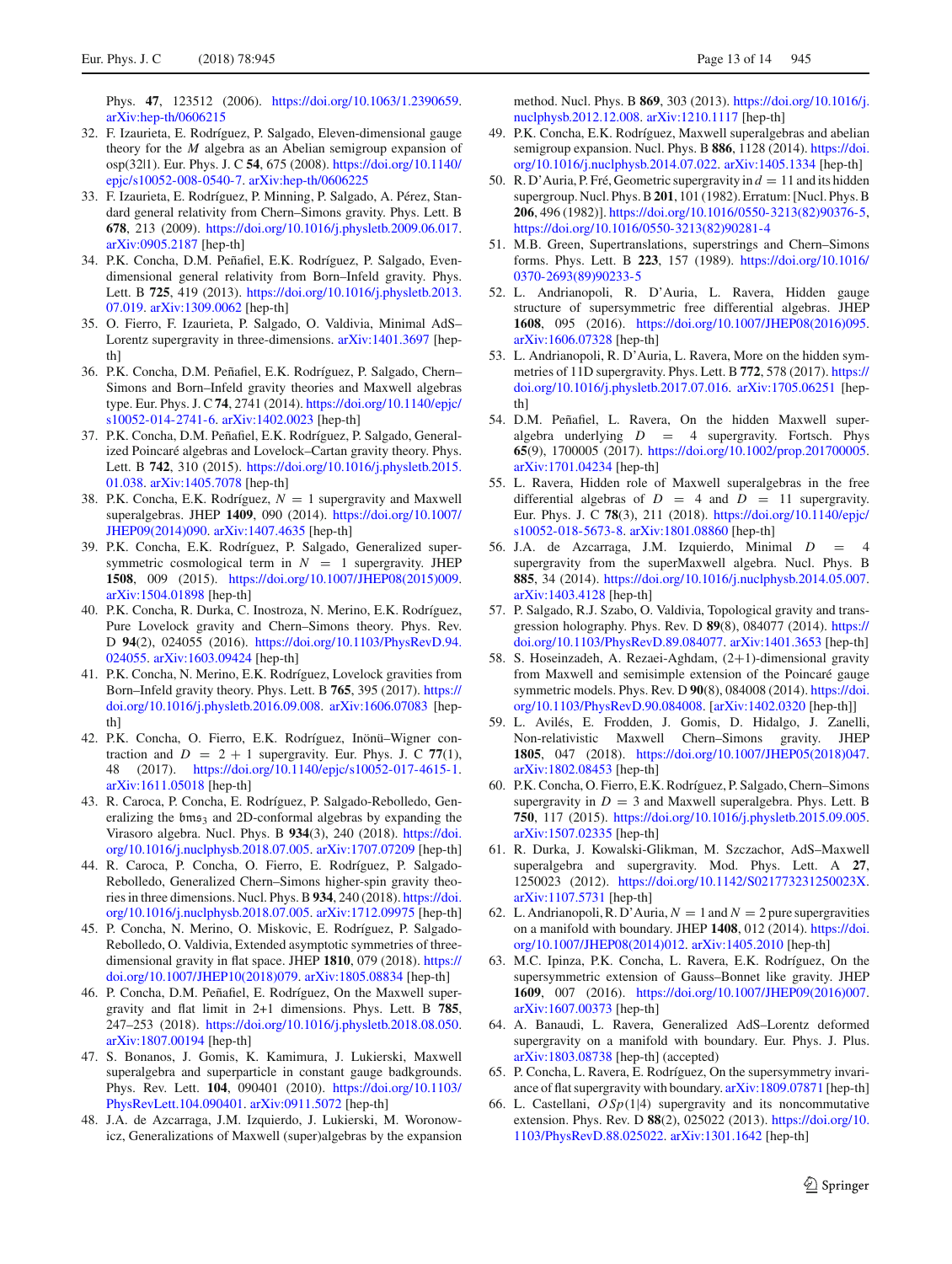Phys. **47**, 123512 (2006). https://doi.org/10.1063/1.2390659. arXiv:hep-th/0606215

32. F. Izaurieta, E. Rodríguez, P. Salgado, Eleven-dimensional gauge theory for the *M* algebra as an Abelian semigroup expansion of osp(32|1). Eur. Phys. J. C **54**, 675 (2008). https://doi.org/10.1140/epjc/s10052-008-0540-7. arXiv:hep-th/0606225
33. F. Izaurieta, E. Rodríguez, P. Minning, P. Salgado, A. Pérez, Standard general relativity from Chern–Simons gravity. Phys. Lett. B **678**, 213 (2009). https://doi.org/10.1016/j.physletb.2009.06.017. arXiv:0905.2187 [hep-th]
34. P.K. Concha, D.M. Peñafiel, E.K. Rodríguez, P. Salgado, Even-dimensional general relativity from Born–Infeld gravity. Phys. Lett. B **725**, 419 (2013). https://doi.org/10.1016/j.physletb.2013.07.019. arXiv:1309.0062 [hep-th]
35. O. Fierro, F. Izaurieta, P. Salgado, O. Valdivia, Minimal AdS–Lorentz supergravity in three-dimensions. arXiv:1401.3697 [hep-th]
36. P.K. Concha, D.M. Peñafiel, E.K. Rodríguez, P. Salgado, Chern–Simons and Born–Infeld gravity theories and Maxwell algebras type. Eur. Phys. J. C **74**, 2741 (2014). https://doi.org/10.1140/epjc/s10052-014-2741-6. arXiv:1402.0023 [hep-th]
37. P.K. Concha, D.M. Peñafiel, E.K. Rodríguez, P. Salgado, Generalized Poincaré algebras and Lovelock–Cartan gravity theory. Phys. Lett. B **742**, 310 (2015). https://doi.org/10.1016/j.physletb.2015.01.038. arXiv:1405.7078 [hep-th]
38. P.K. Concha, E.K. Rodríguez, $N = 1$ supergravity and Maxwell superalgebras. JHEP **1409**, 090 (2014). https://doi.org/10.1007/JHEP09(2014)090. arXiv:1407.4635 [hep-th]
39. P.K. Concha, E.K. Rodríguez, P. Salgado, Generalized supersymmetric cosmological term in $N = 1$ supergravity. JHEP **1508**, 009 (2015). https://doi.org/10.1007/JHEP08(2015)009. arXiv:1504.01898 [hep-th]
40. P.K. Concha, R. Durka, C. Inostroza, N. Merino, E.K. Rodríguez, Pure Lovelock gravity and Chern–Simons theory. Phys. Rev. D **94**(2), 024055 (2016). https://doi.org/10.1103/PhysRevD.94.024055. arXiv:1603.09424 [hep-th]
41. P.K. Concha, N. Merino, E.K. Rodríguez, Lovelock gravities from Born–Infeld gravity theory. Phys. Lett. B **765**, 395 (2017). https://doi.org/10.1016/j.physletb.2016.09.008. arXiv:1606.07083 [hep-th]
42. P.K. Concha, O. Fierro, E.K. Rodríguez, Inönü–Wigner contraction and $D = 2 + 1$ supergravity. Eur. Phys. J. C **77**(1), 48 (2017). https://doi.org/10.1140/epjc/s10052-017-4615-1. arXiv:1611.05018 [hep-th]
43. R. Caroca, P. Concha, E. Rodríguez, P. Salgado-Rebolledo, Generalizing the $\mathfrak{bms}_3$ and 2D-conformal algebras by expanding the Virasoro algebra. Nucl. Phys. B **934**(3), 240 (2018). https://doi.org/10.1016/j.nuclphysb.2018.07.005. arXiv:1707.07209 [hep-th]
44. R. Caroca, P. Concha, O. Fierro, E. Rodríguez, P. Salgado-Rebolledo, Generalized Chern–Simons higher-spin gravity theories in three dimensions. Nucl. Phys. B **934**, 240 (2018). https://doi.org/10.1016/j.nuclphysb.2018.07.005. arXiv:1712.09975 [hep-th]
45. P. Concha, N. Merino, O. Miskovic, E. Rodríguez, P. Salgado-Rebolledo, O. Valdivia, Extended asymptotic symmetries of three-dimensional gravity in flat space. JHEP **1810**, 079 (2018). https://doi.org/10.1007/JHEP10(2018)079. arXiv:1805.08834 [hep-th]
46. P. Concha, D.M. Peñafiel, E. Rodríguez, On the Maxwell supergravity and flat limit in 2+1 dimensions. Phys. Lett. B **785**, 247–253 (2018). https://doi.org/10.1016/j.physletb.2018.08.050. arXiv:1807.00194 [hep-th]
47. S. Bonanos, J. Gomis, K. Kamimura, J. Lukierski, Maxwell superalgebra and superparticle in constant gauge badkgrounds. Phys. Rev. Lett. **104**, 090401 (2010). https://doi.org/10.1103/PhysRevLett.104.090401. arXiv:0911.5072 [hep-th]
48. J.A. de Azcarraga, J.M. Izquierdo, J. Lukierski, M. Woronowicz, Generalizations of Maxwell (super)algebras by the expansion method. Nucl. Phys. B **869**, 303 (2013). https://doi.org/10.1016/j.nuclphysb.2012.12.008. arXiv:1210.1117 [hep-th]
49. P.K. Concha, E.K. Rodríguez, Maxwell superalgebras and abelian semigroup expansion. Nucl. Phys. B **886**, 1128 (2014). https://doi.org/10.1016/j.nuclphysb.2014.07.022. arXiv:1405.1334 [hep-th]
50. R. D'Auria, P. Fré, Geometric supergravity in $d = 11$ and its hidden supergroup. Nucl. Phys. B **201**, 101 (1982). Erratum: [Nucl. Phys. B **206**, 496 (1982)]. https://doi.org/10.1016/0550-3213(82)90376-5, https://doi.org/10.1016/0550-3213(82)90281-4
51. M.B. Green, Supertranslations, superstrings and Chern–Simons forms. Phys. Lett. B **223**, 157 (1989). https://doi.org/10.1016/0370-2693(89)90233-5
52. L. Andrianopoli, R. D'Auria, L. Ravera, Hidden gauge structure of supersymmetric free differential algebras. JHEP **1608**, 095 (2016). https://doi.org/10.1007/JHEP08(2016)095. arXiv:1606.07328 [hep-th]
53. L. Andrianopoli, R. D'Auria, L. Ravera, More on the hidden symmetries of 11D supergravity. Phys. Lett. B **772**, 578 (2017). https://doi.org/10.1016/j.physletb.2017.07.016. arXiv:1705.06251 [hep-th]
54. D.M. Peñafiel, L. Ravera, On the hidden Maxwell superalgebra underlying $D = 4$ supergravity. Fortsch. Phys **65**(9), 1700005 (2017). https://doi.org/10.1002/prop.201700005. arXiv:1701.04234 [hep-th]
55. L. Ravera, Hidden role of Maxwell superalgebras in the free differential algebras of $D = 4$ and $D = 11$ supergravity. Eur. Phys. J. C **78**(3), 211 (2018). https://doi.org/10.1140/epjc/s10052-018-5673-8. arXiv:1801.08860 [hep-th]
56. J.A. de Azcarraga, J.M. Izquierdo, Minimal $D = 4$ supergravity from the superMaxwell algebra. Nucl. Phys. B **885**, 34 (2014). https://doi.org/10.1016/j.nuclphysb.2014.05.007. arXiv:1403.4128 [hep-th]
57. P. Salgado, R.J. Szabo, O. Valdivia, Topological gravity and transgression holography. Phys. Rev. D **89**(8), 084077 (2014). https://doi.org/10.1103/PhysRevD.89.084077. arXiv:1401.3653 [hep-th]
58. S. Hoseinzadeh, A. Rezaei-Aghdam, (2+1)-dimensional gravity from Maxwell and semisimple extension of the Poincaré gauge symmetric models. Phys. Rev. D **90**(8), 084008 (2014). https://doi.org/10.1103/PhysRevD.90.084008. [arXiv:1402.0320 [hep-th]]
59. L. Avilés, E. Frodden, J. Gomis, D. Hidalgo, J. Zanelli, Non-relativistic Maxwell Chern–Simons gravity. JHEP **1805**, 047 (2018). https://doi.org/10.1007/JHEP05(2018)047. arXiv:1802.08453 [hep-th]
60. P.K. Concha, O. Fierro, E.K. Rodríguez, P. Salgado, Chern–Simons supergravity in $D = 3$ and Maxwell superalgebra. Phys. Lett. B **750**, 117 (2015). https://doi.org/10.1016/j.physletb.2015.09.005. arXiv:1507.02335 [hep-th]
61. R. Durka, J. Kowalski-Glikman, M. Szczachor, AdS–Maxwell superalgebra and supergravity. Mod. Phys. Lett. A **27**, 1250023 (2012). https://doi.org/10.1142/S021773231250023X. arXiv:1107.5731 [hep-th]
62. L. Andrianopoli, R. D'Auria, $N = 1$ and $N = 2$ pure supergravities on a manifold with boundary. JHEP **1408**, 012 (2014). https://doi.org/10.1007/JHEP08(2014)012. arXiv:1405.2010 [hep-th]
63. M.C. Ipinza, P.K. Concha, L. Ravera, E.K. Rodríguez, On the supersymmetric extension of Gauss–Bonnet like gravity. JHEP **1609**, 007 (2016). https://doi.org/10.1007/JHEP09(2016)007. arXiv:1607.00373 [hep-th]
64. A. Banaudi, L. Ravera, Generalized AdS–Lorentz deformed supergravity on a manifold with boundary. Eur. Phys. J. Plus. arXiv:1803.08738 [hep-th] (accepted)
65. P. Concha, L. Ravera, E. Rodríguez, On the supersymmetry invariance of flat supergravity with boundary. arXiv:1809.07871 [hep-th]
66. L. Castellani, $OSp(1|4)$ supergravity and its noncommutative extension. Phys. Rev. D **88**(2), 025022 (2013). https://doi.org/10.1103/PhysRevD.88.025022. arXiv:1301.1642 [hep-th]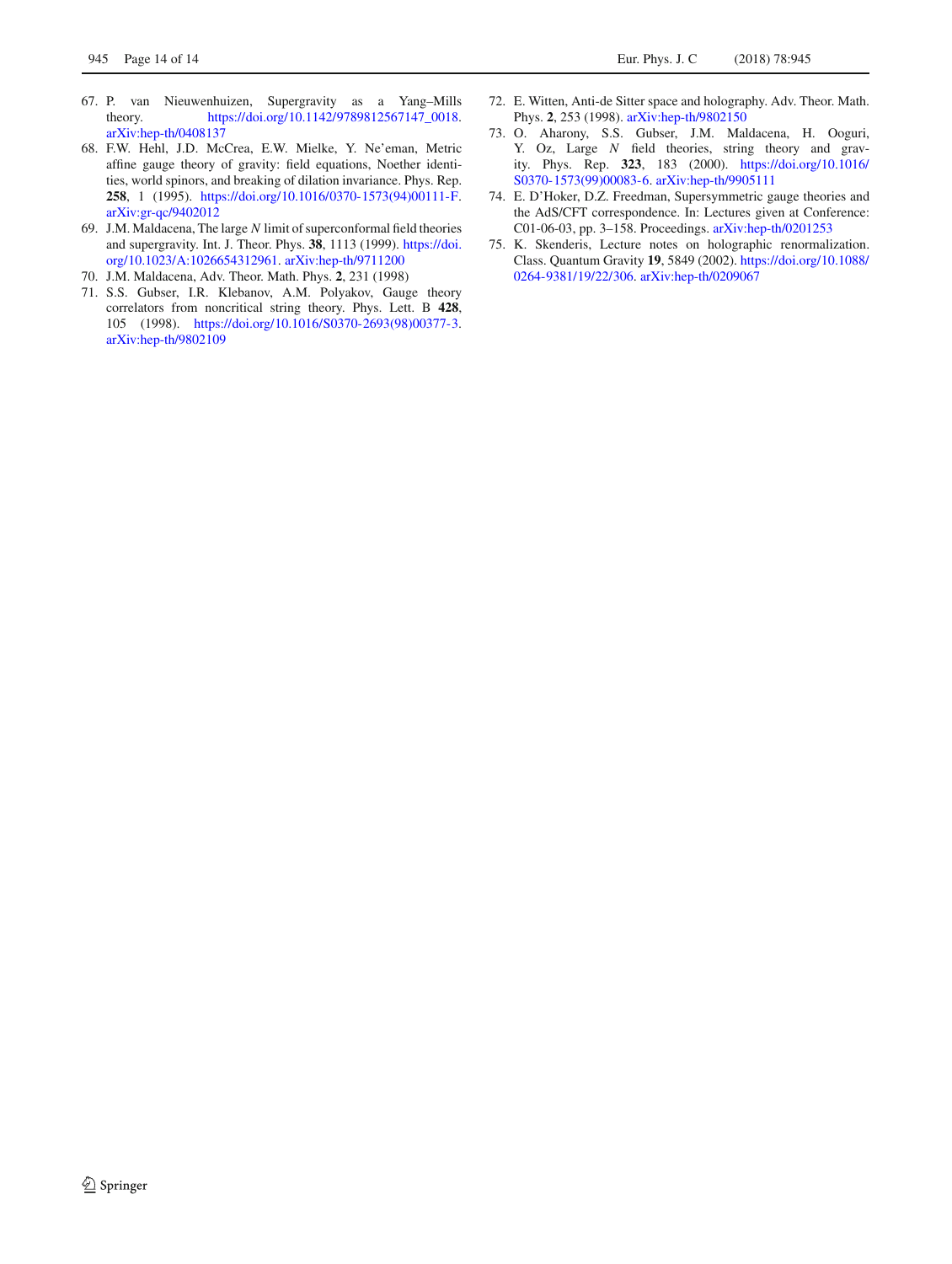67. P. van Nieuwenhuizen, Supergravity as a Yang–Mills theory. https://doi.org/10.1142/9789812567147_0018. arXiv:hep-th/0408137
68. F.W. Hehl, J.D. McCrea, E.W. Mielke, Y. Ne'eman, Metric affine gauge theory of gravity: field equations, Noether identities, world spinors, and breaking of dilation invariance. Phys. Rep. **258**, 1 (1995). https://doi.org/10.1016/0370-1573(94)00111-F. arXiv:gr-qc/9402012
69. J.M. Maldacena, The large *N* limit of superconformal field theories and supergravity. Int. J. Theor. Phys. **38**, 1113 (1999). https://doi.org/10.1023/A:1026654312961. arXiv:hep-th/9711200
70. J.M. Maldacena, Adv. Theor. Math. Phys. **2**, 231 (1998)
71. S.S. Gubser, I.R. Klebanov, A.M. Polyakov, Gauge theory correlators from noncritical string theory. Phys. Lett. B **428**, 105 (1998). https://doi.org/10.1016/S0370-2693(98)00377-3. arXiv:hep-th/9802109
72. E. Witten, Anti-de Sitter space and holography. Adv. Theor. Math. Phys. **2**, 253 (1998). arXiv:hep-th/9802150
73. O. Aharony, S.S. Gubser, J.M. Maldacena, H. Ooguri, Y. Oz, Large *N* field theories, string theory and gravity. Phys. Rep. **323**, 183 (2000). https://doi.org/10.1016/S0370-1573(99)00083-6. arXiv:hep-th/9905111
74. E. D'Hoker, D.Z. Freedman, Supersymmetric gauge theories and the AdS/CFT correspondence. In: Lectures given at Conference: C01-06-03, pp. 3–158. Proceedings. arXiv:hep-th/0201253
75. K. Skenderis, Lecture notes on holographic renormalization. Class. Quantum Gravity **19**, 5849 (2002). https://doi.org/10.1088/0264-9381/19/22/306. arXiv:hep-th/0209067